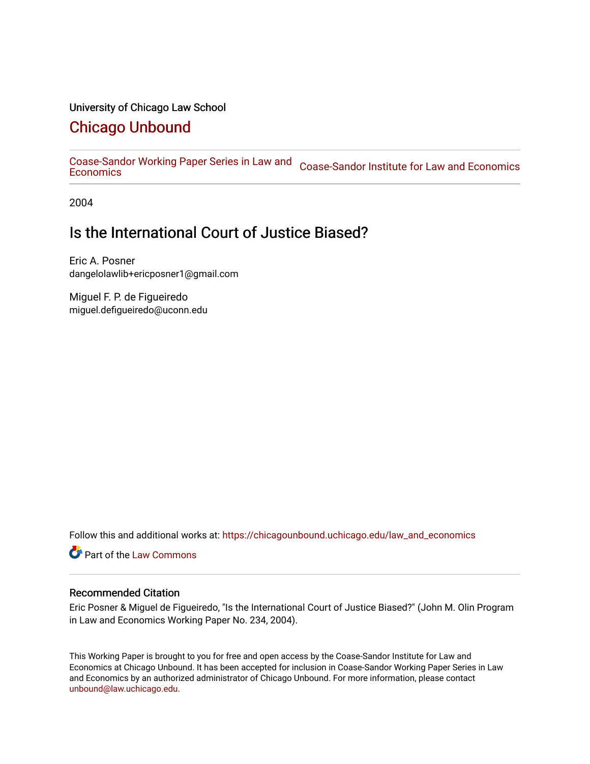University of Chicago Law School

# Chicago Unbound

Coase-Sandor Working Paper Series in Law and Economics | Coase-Sandor Institute for Law and Economics

2004

## Is the International Court of Justice Biased?

Eric A. Posner
dangelolawlib+ericposner1@gmail.com

Miguel F. P. de Figueiredo
miguel.defigueiredo@uconn.edu

Follow this and additional works at: https://chicagounbound.uchicago.edu/law_and_economics

Part of the Law Commons

### Recommended Citation

Eric Posner & Miguel de Figueiredo, "Is the International Court of Justice Biased?" (John M. Olin Program in Law and Economics Working Paper No. 234, 2004).

This Working Paper is brought to you for free and open access by the Coase-Sandor Institute for Law and Economics at Chicago Unbound. It has been accepted for inclusion in Coase-Sandor Working Paper Series in Law and Economics by an authorized administrator of Chicago Unbound. For more information, please contact unbound@law.uchicago.edu.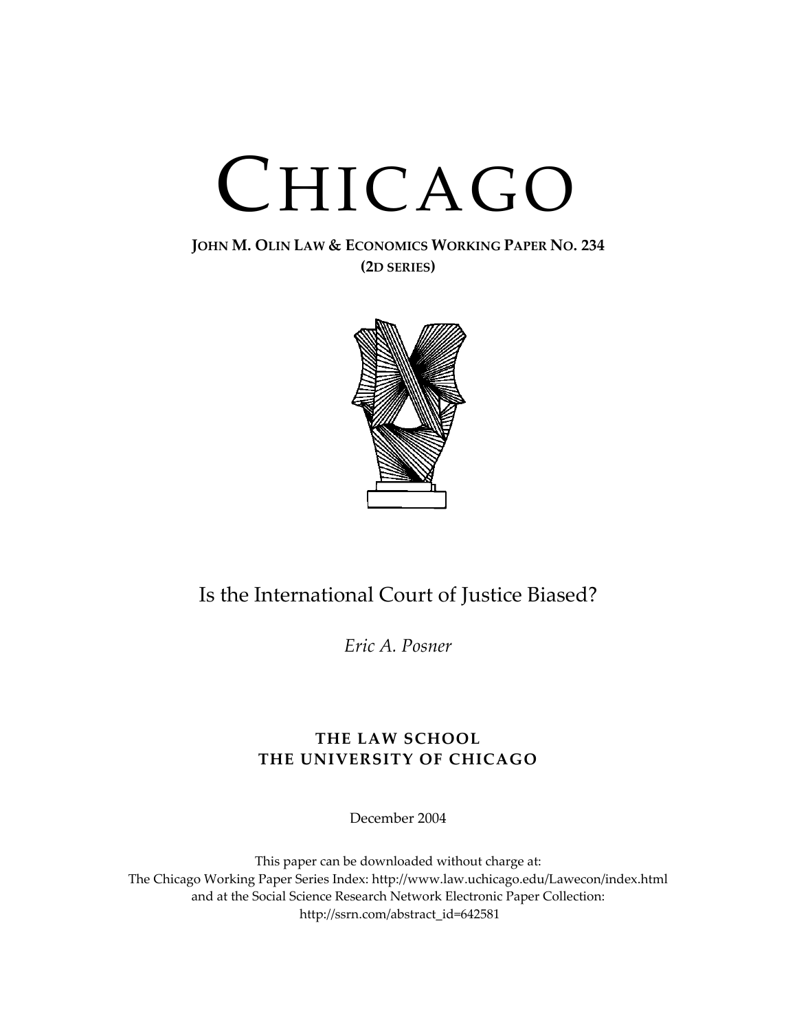# CHICAGO

**JOHN M. OLIN LAW & ECONOMICS WORKING PAPER NO. 234**
**(2D SERIES)**

## Is the International Court of Justice Biased?

*Eric A. Posner*

**THE LAW SCHOOL**
**THE UNIVERSITY OF CHICAGO**

December 2004

This paper can be downloaded without charge at:
The Chicago Working Paper Series Index: http://www.law.uchicago.edu/Lawecon/index.html
and at the Social Science Research Network Electronic Paper Collection:
http://ssrn.com/abstract_id=642581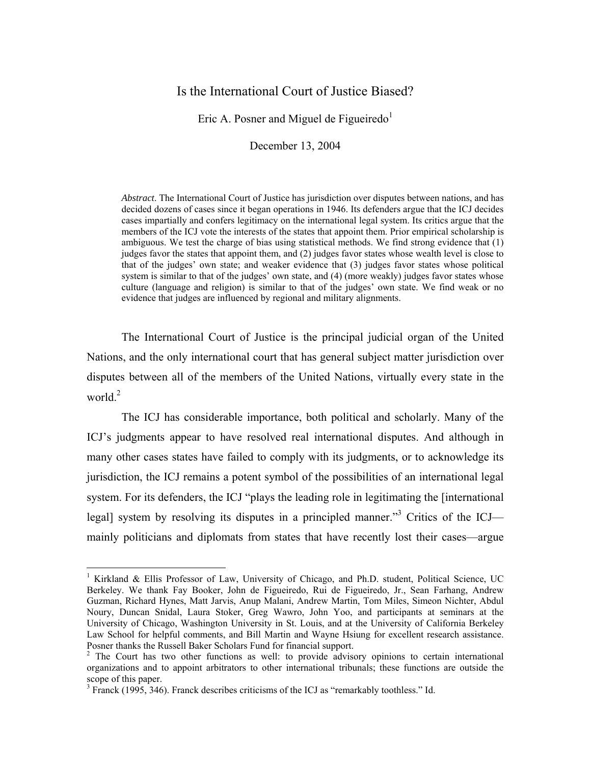# Is the International Court of Justice Biased?

Eric A. Posner and Miguel de Figueiredo[1]

December 13, 2004

> *Abstract*. The International Court of Justice has jurisdiction over disputes between nations, and has decided dozens of cases since it began operations in 1946. Its defenders argue that the ICJ decides cases impartially and confers legitimacy on the international legal system. Its critics argue that the members of the ICJ vote the interests of the states that appoint them. Prior empirical scholarship is ambiguous. We test the charge of bias using statistical methods. We find strong evidence that (1) judges favor the states that appoint them, and (2) judges favor states whose wealth level is close to that of the judges' own state; and weaker evidence that (3) judges favor states whose political system is similar to that of the judges' own state, and (4) (more weakly) judges favor states whose culture (language and religion) is similar to that of the judges' own state. We find weak or no evidence that judges are influenced by regional and military alignments.

The International Court of Justice is the principal judicial organ of the United Nations, and the only international court that has general subject matter jurisdiction over disputes between all of the members of the United Nations, virtually every state in the world.[2]

The ICJ has considerable importance, both political and scholarly. Many of the ICJ's judgments appear to have resolved real international disputes. And although in many other cases states have failed to comply with its judgments, or to acknowledge its jurisdiction, the ICJ remains a potent symbol of the possibilities of an international legal system. For its defenders, the ICJ "plays the leading role in legitimating the [international legal] system by resolving its disputes in a principled manner."[3] Critics of the ICJ—mainly politicians and diplomats from states that have recently lost their cases—argue

---

[1] Kirkland & Ellis Professor of Law, University of Chicago, and Ph.D. student, Political Science, UC Berkeley. We thank Fay Booker, John de Figueiredo, Rui de Figueiredo, Jr., Sean Farhang, Andrew Guzman, Richard Hynes, Matt Jarvis, Anup Malani, Andrew Martin, Tom Miles, Simeon Nichter, Abdul Noury, Duncan Snidal, Laura Stoker, Greg Wawro, John Yoo, and participants at seminars at the University of Chicago, Washington University in St. Louis, and at the University of California Berkeley Law School for helpful comments, and Bill Martin and Wayne Hsiung for excellent research assistance. Posner thanks the Russell Baker Scholars Fund for financial support.

[2] The Court has two other functions as well: to provide advisory opinions to certain international organizations and to appoint arbitrators to other international tribunals; these functions are outside the scope of this paper.

[3] Franck (1995, 346). Franck describes criticisms of the ICJ as "remarkably toothless." Id.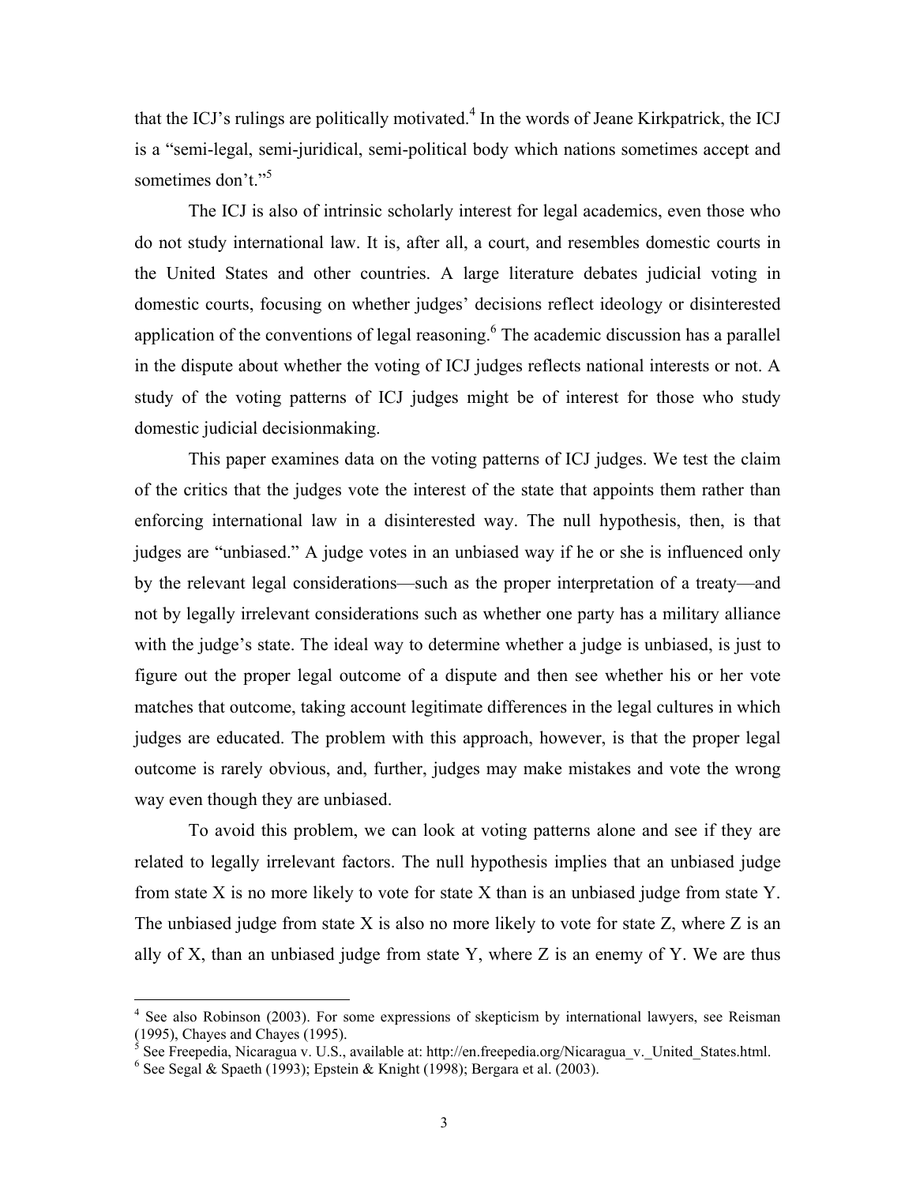that the ICJ's rulings are politically motivated.[4] In the words of Jeane Kirkpatrick, the ICJ is a "semi-legal, semi-juridical, semi-political body which nations sometimes accept and sometimes don't."[5]

The ICJ is also of intrinsic scholarly interest for legal academics, even those who do not study international law. It is, after all, a court, and resembles domestic courts in the United States and other countries. A large literature debates judicial voting in domestic courts, focusing on whether judges' decisions reflect ideology or disinterested application of the conventions of legal reasoning.[6] The academic discussion has a parallel in the dispute about whether the voting of ICJ judges reflects national interests or not. A study of the voting patterns of ICJ judges might be of interest for those who study domestic judicial decisionmaking.

This paper examines data on the voting patterns of ICJ judges. We test the claim of the critics that the judges vote the interest of the state that appoints them rather than enforcing international law in a disinterested way. The null hypothesis, then, is that judges are "unbiased." A judge votes in an unbiased way if he or she is influenced only by the relevant legal considerations—such as the proper interpretation of a treaty—and not by legally irrelevant considerations such as whether one party has a military alliance with the judge's state. The ideal way to determine whether a judge is unbiased, is just to figure out the proper legal outcome of a dispute and then see whether his or her vote matches that outcome, taking account legitimate differences in the legal cultures in which judges are educated. The problem with this approach, however, is that the proper legal outcome is rarely obvious, and, further, judges may make mistakes and vote the wrong way even though they are unbiased.

To avoid this problem, we can look at voting patterns alone and see if they are related to legally irrelevant factors. The null hypothesis implies that an unbiased judge from state X is no more likely to vote for state X than is an unbiased judge from state Y. The unbiased judge from state X is also no more likely to vote for state Z, where Z is an ally of X, than an unbiased judge from state Y, where Z is an enemy of Y. We are thus

[4] See also Robinson (2003). For some expressions of skepticism by international lawyers, see Reisman (1995), Chayes and Chayes (1995).

[5] See Freepedia, Nicaragua v. U.S., available at: http://en.freepedia.org/Nicaragua_v._United_States.html.

[6] See Segal & Spaeth (1993); Epstein & Knight (1998); Bergara et al. (2003).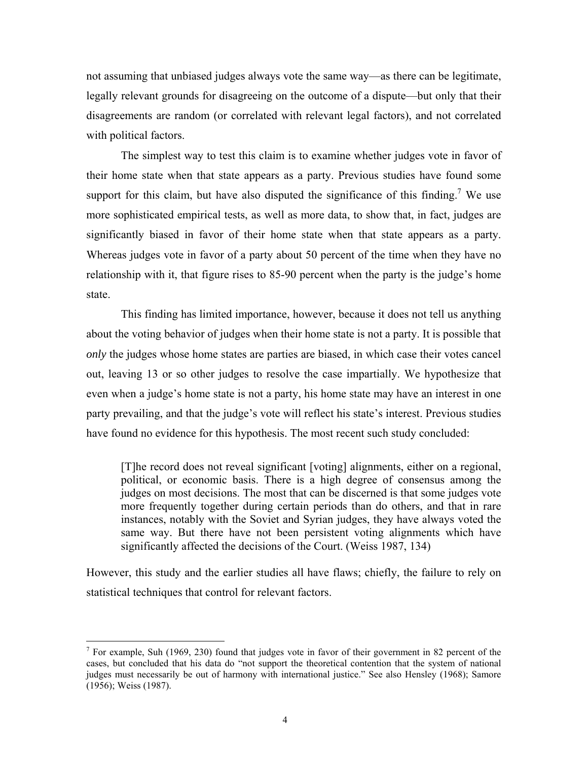not assuming that unbiased judges always vote the same way—as there can be legitimate, legally relevant grounds for disagreeing on the outcome of a dispute—but only that their disagreements are random (or correlated with relevant legal factors), and not correlated with political factors.

The simplest way to test this claim is to examine whether judges vote in favor of their home state when that state appears as a party. Previous studies have found some support for this claim, but have also disputed the significance of this finding.[7] We use more sophisticated empirical tests, as well as more data, to show that, in fact, judges are significantly biased in favor of their home state when that state appears as a party. Whereas judges vote in favor of a party about 50 percent of the time when they have no relationship with it, that figure rises to 85-90 percent when the party is the judge's home state.

This finding has limited importance, however, because it does not tell us anything about the voting behavior of judges when their home state is not a party. It is possible that *only* the judges whose home states are parties are biased, in which case their votes cancel out, leaving 13 or so other judges to resolve the case impartially. We hypothesize that even when a judge's home state is not a party, his home state may have an interest in one party prevailing, and that the judge's vote will reflect his state's interest. Previous studies have found no evidence for this hypothesis. The most recent such study concluded:

> [T]he record does not reveal significant [voting] alignments, either on a regional, political, or economic basis. There is a high degree of consensus among the judges on most decisions. The most that can be discerned is that some judges vote more frequently together during certain periods than do others, and that in rare instances, notably with the Soviet and Syrian judges, they have always voted the same way. But there have not been persistent voting alignments which have significantly affected the decisions of the Court. (Weiss 1987, 134)

However, this study and the earlier studies all have flaws; chiefly, the failure to rely on statistical techniques that control for relevant factors.

[7] For example, Suh (1969, 230) found that judges vote in favor of their government in 82 percent of the cases, but concluded that his data do "not support the theoretical contention that the system of national judges must necessarily be out of harmony with international justice." See also Hensley (1968); Samore (1956); Weiss (1987).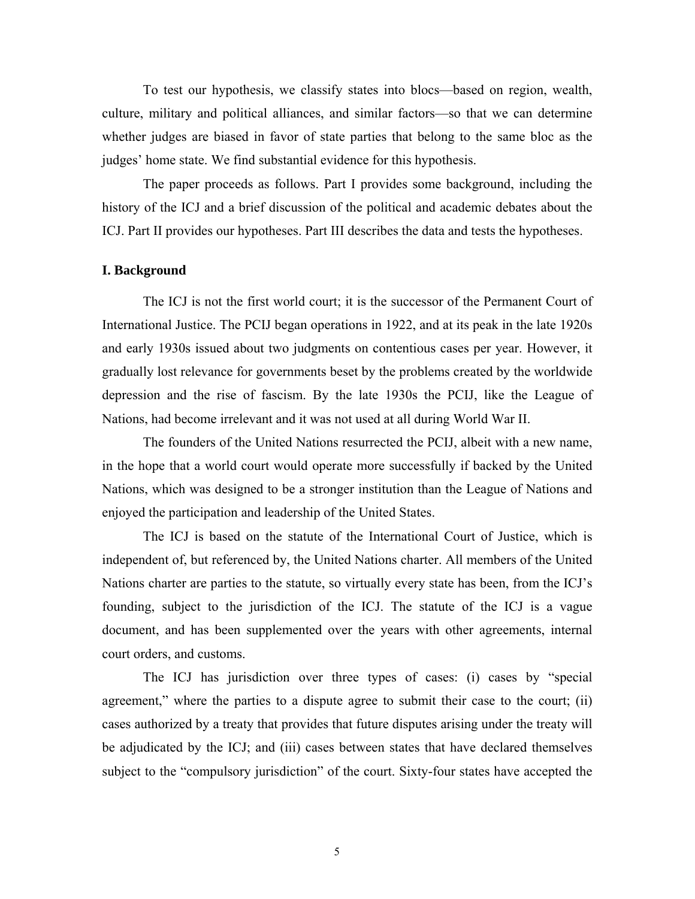To test our hypothesis, we classify states into blocs—based on region, wealth, culture, military and political alliances, and similar factors—so that we can determine whether judges are biased in favor of state parties that belong to the same bloc as the judges' home state. We find substantial evidence for this hypothesis.

The paper proceeds as follows. Part I provides some background, including the history of the ICJ and a brief discussion of the political and academic debates about the ICJ. Part II provides our hypotheses. Part III describes the data and tests the hypotheses.

## I. Background

The ICJ is not the first world court; it is the successor of the Permanent Court of International Justice. The PCIJ began operations in 1922, and at its peak in the late 1920s and early 1930s issued about two judgments on contentious cases per year. However, it gradually lost relevance for governments beset by the problems created by the worldwide depression and the rise of fascism. By the late 1930s the PCIJ, like the League of Nations, had become irrelevant and it was not used at all during World War II.

The founders of the United Nations resurrected the PCIJ, albeit with a new name, in the hope that a world court would operate more successfully if backed by the United Nations, which was designed to be a stronger institution than the League of Nations and enjoyed the participation and leadership of the United States.

The ICJ is based on the statute of the International Court of Justice, which is independent of, but referenced by, the United Nations charter. All members of the United Nations charter are parties to the statute, so virtually every state has been, from the ICJ's founding, subject to the jurisdiction of the ICJ. The statute of the ICJ is a vague document, and has been supplemented over the years with other agreements, internal court orders, and customs.

The ICJ has jurisdiction over three types of cases: (i) cases by "special agreement," where the parties to a dispute agree to submit their case to the court; (ii) cases authorized by a treaty that provides that future disputes arising under the treaty will be adjudicated by the ICJ; and (iii) cases between states that have declared themselves subject to the "compulsory jurisdiction" of the court. Sixty-four states have accepted the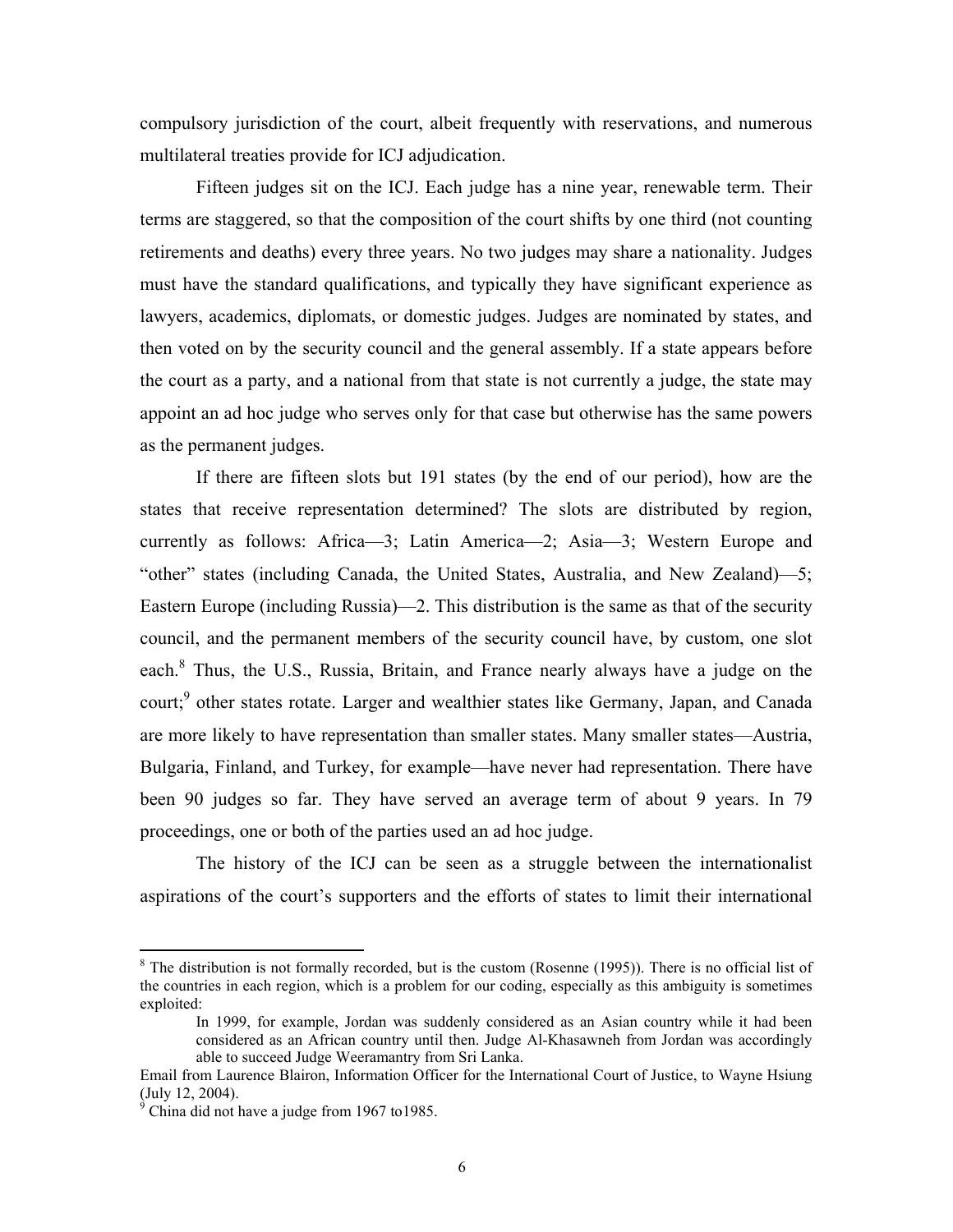compulsory jurisdiction of the court, albeit frequently with reservations, and numerous multilateral treaties provide for ICJ adjudication.

Fifteen judges sit on the ICJ. Each judge has a nine year, renewable term. Their terms are staggered, so that the composition of the court shifts by one third (not counting retirements and deaths) every three years. No two judges may share a nationality. Judges must have the standard qualifications, and typically they have significant experience as lawyers, academics, diplomats, or domestic judges. Judges are nominated by states, and then voted on by the security council and the general assembly. If a state appears before the court as a party, and a national from that state is not currently a judge, the state may appoint an ad hoc judge who serves only for that case but otherwise has the same powers as the permanent judges.

If there are fifteen slots but 191 states (by the end of our period), how are the states that receive representation determined? The slots are distributed by region, currently as follows: Africa—3; Latin America—2; Asia—3; Western Europe and "other" states (including Canada, the United States, Australia, and New Zealand)—5; Eastern Europe (including Russia)—2. This distribution is the same as that of the security council, and the permanent members of the security council have, by custom, one slot each.[8] Thus, the U.S., Russia, Britain, and France nearly always have a judge on the court;[9] other states rotate. Larger and wealthier states like Germany, Japan, and Canada are more likely to have representation than smaller states. Many smaller states—Austria, Bulgaria, Finland, and Turkey, for example—have never had representation. There have been 90 judges so far. They have served an average term of about 9 years. In 79 proceedings, one or both of the parties used an ad hoc judge.

The history of the ICJ can be seen as a struggle between the internationalist aspirations of the court's supporters and the efforts of states to limit their international

---

[8] The distribution is not formally recorded, but is the custom (Rosenne (1995)). There is no official list of the countries in each region, which is a problem for our coding, especially as this ambiguity is sometimes exploited:

> In 1999, for example, Jordan was suddenly considered as an Asian country while it had been considered as an African country until then. Judge Al-Khasawneh from Jordan was accordingly able to succeed Judge Weeramantry from Sri Lanka.

Email from Laurence Blairon, Information Officer for the International Court of Justice, to Wayne Hsiung (July 12, 2004).

[9] China did not have a judge from 1967 to1985.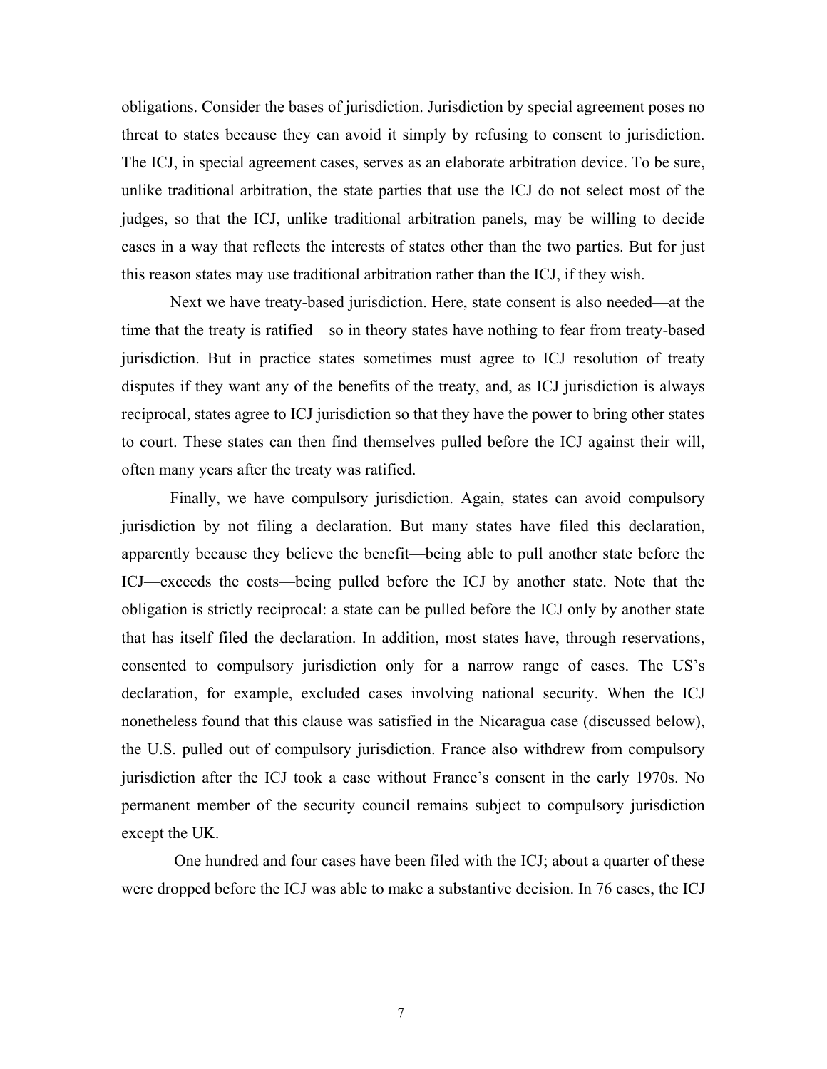obligations. Consider the bases of jurisdiction. Jurisdiction by special agreement poses no threat to states because they can avoid it simply by refusing to consent to jurisdiction. The ICJ, in special agreement cases, serves as an elaborate arbitration device. To be sure, unlike traditional arbitration, the state parties that use the ICJ do not select most of the judges, so that the ICJ, unlike traditional arbitration panels, may be willing to decide cases in a way that reflects the interests of states other than the two parties. But for just this reason states may use traditional arbitration rather than the ICJ, if they wish.

Next we have treaty-based jurisdiction. Here, state consent is also needed—at the time that the treaty is ratified—so in theory states have nothing to fear from treaty-based jurisdiction. But in practice states sometimes must agree to ICJ resolution of treaty disputes if they want any of the benefits of the treaty, and, as ICJ jurisdiction is always reciprocal, states agree to ICJ jurisdiction so that they have the power to bring other states to court. These states can then find themselves pulled before the ICJ against their will, often many years after the treaty was ratified.

Finally, we have compulsory jurisdiction. Again, states can avoid compulsory jurisdiction by not filing a declaration. But many states have filed this declaration, apparently because they believe the benefit—being able to pull another state before the ICJ—exceeds the costs—being pulled before the ICJ by another state. Note that the obligation is strictly reciprocal: a state can be pulled before the ICJ only by another state that has itself filed the declaration. In addition, most states have, through reservations, consented to compulsory jurisdiction only for a narrow range of cases. The US's declaration, for example, excluded cases involving national security. When the ICJ nonetheless found that this clause was satisfied in the Nicaragua case (discussed below), the U.S. pulled out of compulsory jurisdiction. France also withdrew from compulsory jurisdiction after the ICJ took a case without France's consent in the early 1970s. No permanent member of the security council remains subject to compulsory jurisdiction except the UK.

One hundred and four cases have been filed with the ICJ; about a quarter of these were dropped before the ICJ was able to make a substantive decision. In 76 cases, the ICJ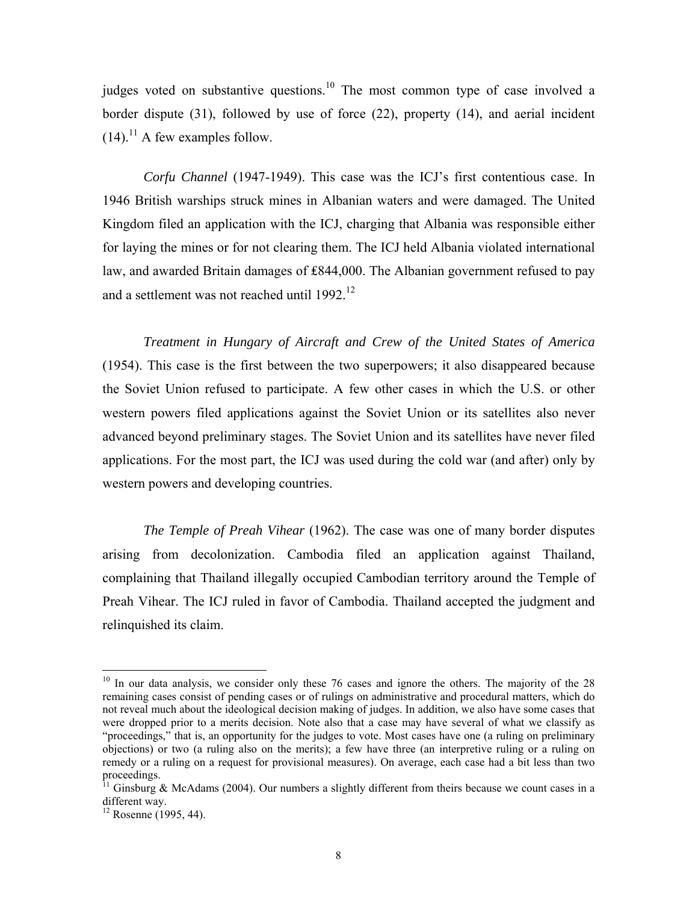judges voted on substantive questions.[10] The most common type of case involved a border dispute (31), followed by use of force (22), property (14), and aerial incident (14).[11] A few examples follow.

*Corfu Channel* (1947-1949). This case was the ICJ's first contentious case. In 1946 British warships struck mines in Albanian waters and were damaged. The United Kingdom filed an application with the ICJ, charging that Albania was responsible either for laying the mines or for not clearing them. The ICJ held Albania violated international law, and awarded Britain damages of ₤844,000. The Albanian government refused to pay and a settlement was not reached until 1992.[12]

*Treatment in Hungary of Aircraft and Crew of the United States of America* (1954). This case is the first between the two superpowers; it also disappeared because the Soviet Union refused to participate. A few other cases in which the U.S. or other western powers filed applications against the Soviet Union or its satellites also never advanced beyond preliminary stages. The Soviet Union and its satellites have never filed applications. For the most part, the ICJ was used during the cold war (and after) only by western powers and developing countries.

*The Temple of Preah Vihear* (1962). The case was one of many border disputes arising from decolonization. Cambodia filed an application against Thailand, complaining that Thailand illegally occupied Cambodian territory around the Temple of Preah Vihear. The ICJ ruled in favor of Cambodia. Thailand accepted the judgment and relinquished its claim.

---

[10] In our data analysis, we consider only these 76 cases and ignore the others. The majority of the 28 remaining cases consist of pending cases or of rulings on administrative and procedural matters, which do not reveal much about the ideological decision making of judges. In addition, we also have some cases that were dropped prior to a merits decision. Note also that a case may have several of what we classify as "proceedings," that is, an opportunity for the judges to vote. Most cases have one (a ruling on preliminary objections) or two (a ruling also on the merits); a few have three (an interpretive ruling or a ruling on remedy or a ruling on a request for provisional measures). On average, each case had a bit less than two proceedings.

[11] Ginsburg & McAdams (2004). Our numbers a slightly different from theirs because we count cases in a different way.

[12] Rosenne (1995, 44).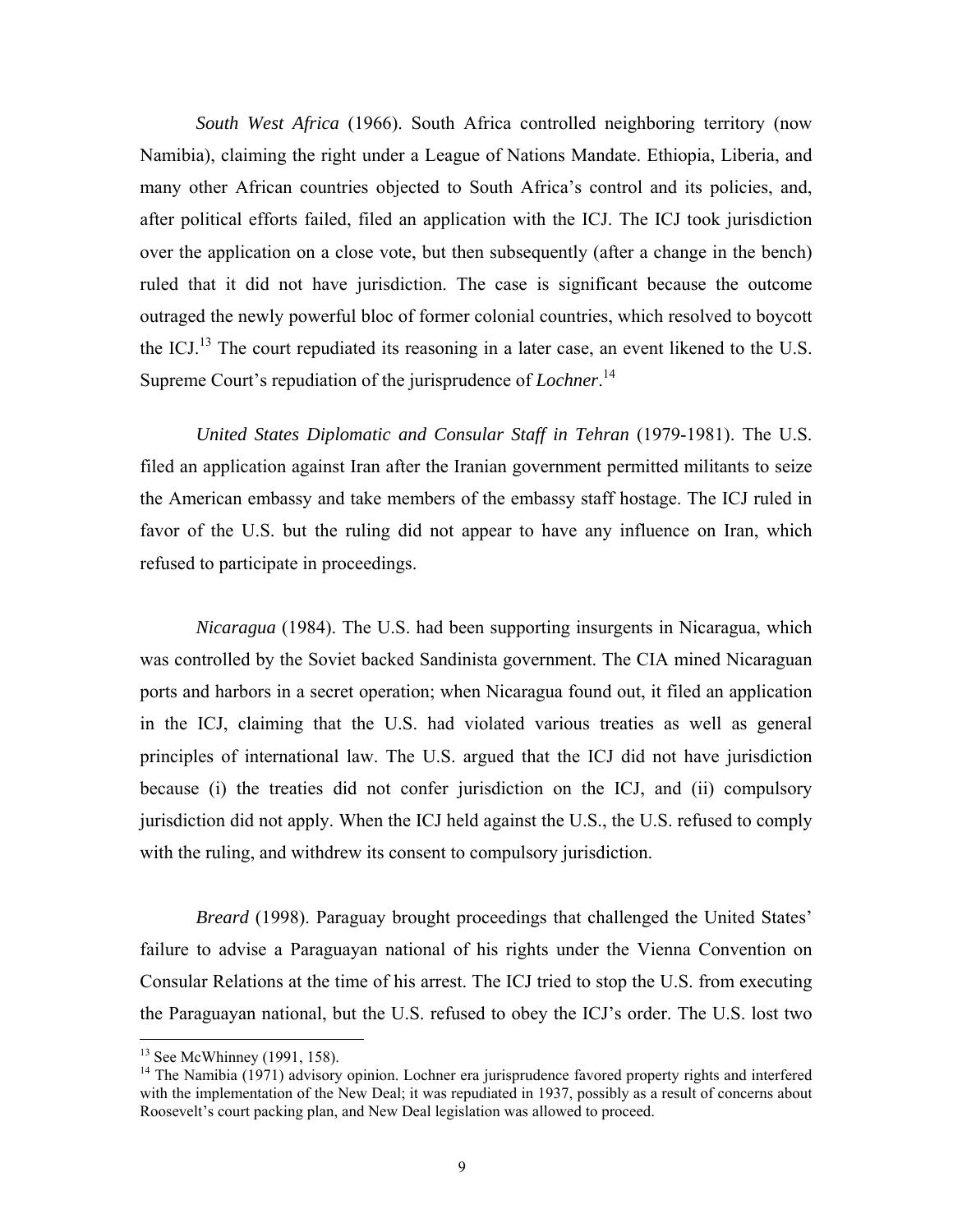*South West Africa* (1966). South Africa controlled neighboring territory (now Namibia), claiming the right under a League of Nations Mandate. Ethiopia, Liberia, and many other African countries objected to South Africa's control and its policies, and, after political efforts failed, filed an application with the ICJ. The ICJ took jurisdiction over the application on a close vote, but then subsequently (after a change in the bench) ruled that it did not have jurisdiction. The case is significant because the outcome outraged the newly powerful bloc of former colonial countries, which resolved to boycott the ICJ.[13] The court repudiated its reasoning in a later case, an event likened to the U.S. Supreme Court's repudiation of the jurisprudence of *Lochner*.[14]

*United States Diplomatic and Consular Staff in Tehran* (1979-1981). The U.S. filed an application against Iran after the Iranian government permitted militants to seize the American embassy and take members of the embassy staff hostage. The ICJ ruled in favor of the U.S. but the ruling did not appear to have any influence on Iran, which refused to participate in proceedings.

*Nicaragua* (1984). The U.S. had been supporting insurgents in Nicaragua, which was controlled by the Soviet backed Sandinista government. The CIA mined Nicaraguan ports and harbors in a secret operation; when Nicaragua found out, it filed an application in the ICJ, claiming that the U.S. had violated various treaties as well as general principles of international law. The U.S. argued that the ICJ did not have jurisdiction because (i) the treaties did not confer jurisdiction on the ICJ, and (ii) compulsory jurisdiction did not apply. When the ICJ held against the U.S., the U.S. refused to comply with the ruling, and withdrew its consent to compulsory jurisdiction.

*Breard* (1998). Paraguay brought proceedings that challenged the United States' failure to advise a Paraguayan national of his rights under the Vienna Convention on Consular Relations at the time of his arrest. The ICJ tried to stop the U.S. from executing the Paraguayan national, but the U.S. refused to obey the ICJ's order. The U.S. lost two

---

[13] See McWhinney (1991, 158).

[14] The Namibia (1971) advisory opinion. Lochner era jurisprudence favored property rights and interfered with the implementation of the New Deal; it was repudiated in 1937, possibly as a result of concerns about Roosevelt's court packing plan, and New Deal legislation was allowed to proceed.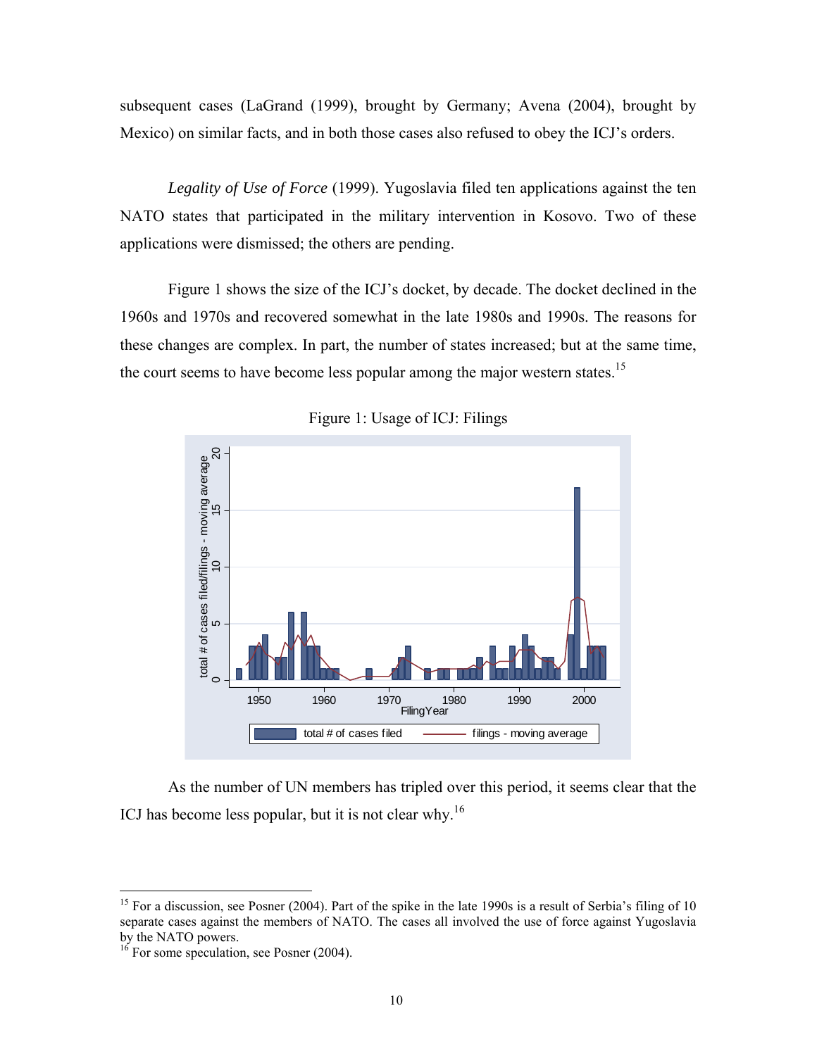subsequent cases (LaGrand (1999), brought by Germany; Avena (2004), brought by Mexico) on similar facts, and in both those cases also refused to obey the ICJ's orders.

*Legality of Use of Force* (1999). Yugoslavia filed ten applications against the ten NATO states that participated in the military intervention in Kosovo. Two of these applications were dismissed; the others are pending.

Figure 1 shows the size of the ICJ's docket, by decade. The docket declined in the 1960s and 1970s and recovered somewhat in the late 1980s and 1990s. The reasons for these changes are complex. In part, the number of states increased; but at the same time, the court seems to have become less popular among the major western states.[15]

Figure 1: Usage of ICJ: Filings

As the number of UN members has tripled over this period, it seems clear that the ICJ has become less popular, but it is not clear why.[16]

---

[15] For a discussion, see Posner (2004). Part of the spike in the late 1990s is a result of Serbia's filing of 10 separate cases against the members of NATO. The cases all involved the use of force against Yugoslavia by the NATO powers.

[16] For some speculation, see Posner (2004).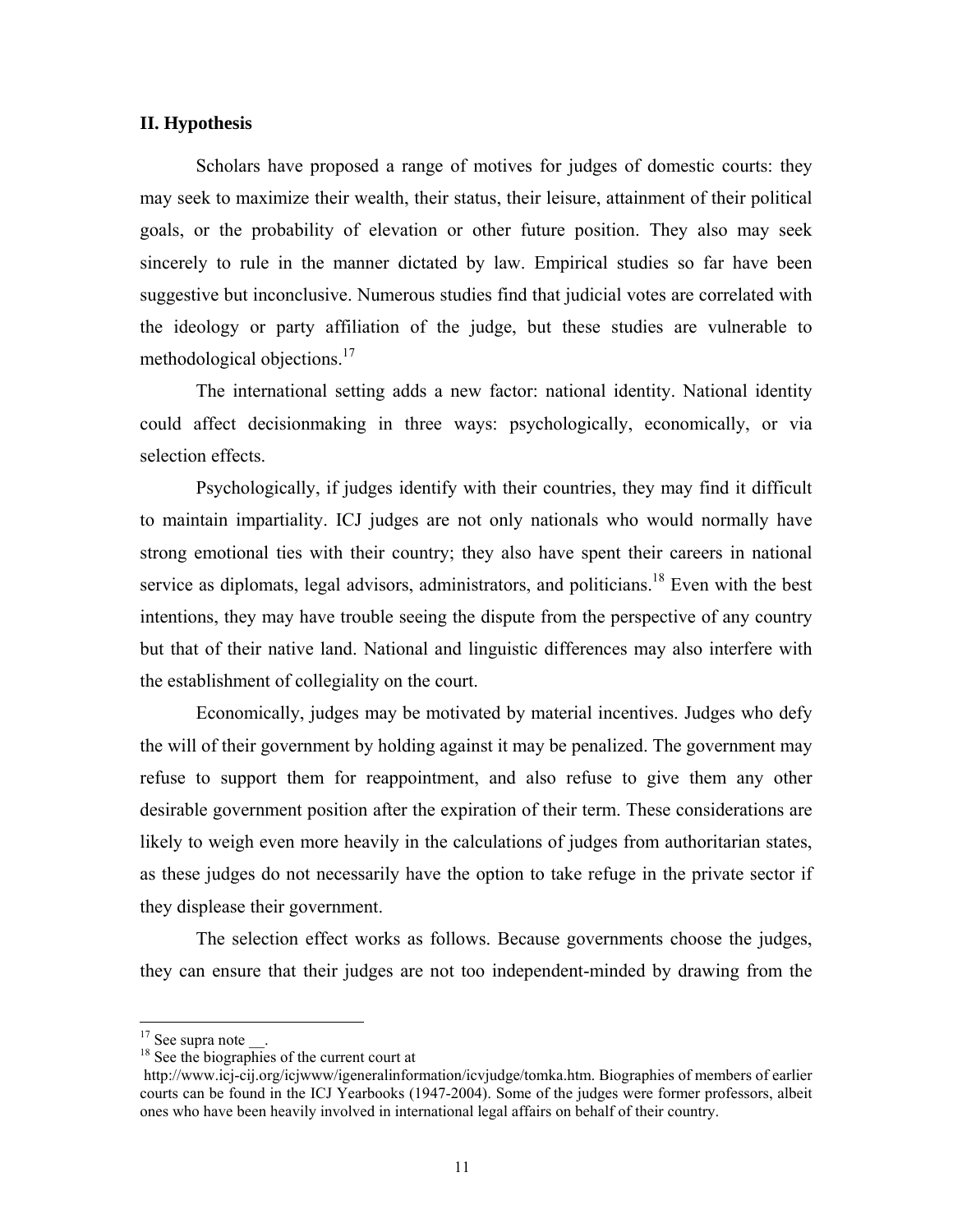## II. Hypothesis

Scholars have proposed a range of motives for judges of domestic courts: they may seek to maximize their wealth, their status, their leisure, attainment of their political goals, or the probability of elevation or other future position. They also may seek sincerely to rule in the manner dictated by law. Empirical studies so far have been suggestive but inconclusive. Numerous studies find that judicial votes are correlated with the ideology or party affiliation of the judge, but these studies are vulnerable to methodological objections.[17]

The international setting adds a new factor: national identity. National identity could affect decisionmaking in three ways: psychologically, economically, or via selection effects.

Psychologically, if judges identify with their countries, they may find it difficult to maintain impartiality. ICJ judges are not only nationals who would normally have strong emotional ties with their country; they also have spent their careers in national service as diplomats, legal advisors, administrators, and politicians.[18] Even with the best intentions, they may have trouble seeing the dispute from the perspective of any country but that of their native land. National and linguistic differences may also interfere with the establishment of collegiality on the court.

Economically, judges may be motivated by material incentives. Judges who defy the will of their government by holding against it may be penalized. The government may refuse to support them for reappointment, and also refuse to give them any other desirable government position after the expiration of their term. These considerations are likely to weigh even more heavily in the calculations of judges from authoritarian states, as these judges do not necessarily have the option to take refuge in the private sector if they displease their government.

The selection effect works as follows. Because governments choose the judges, they can ensure that their judges are not too independent-minded by drawing from the

---

[17] See supra note __.

[18] See the biographies of the current court at http://www.icj-cij.org/icjwww/igeneralinformation/icvjudge/tomka.htm. Biographies of members of earlier courts can be found in the ICJ Yearbooks (1947-2004). Some of the judges were former professors, albeit ones who have been heavily involved in international legal affairs on behalf of their country.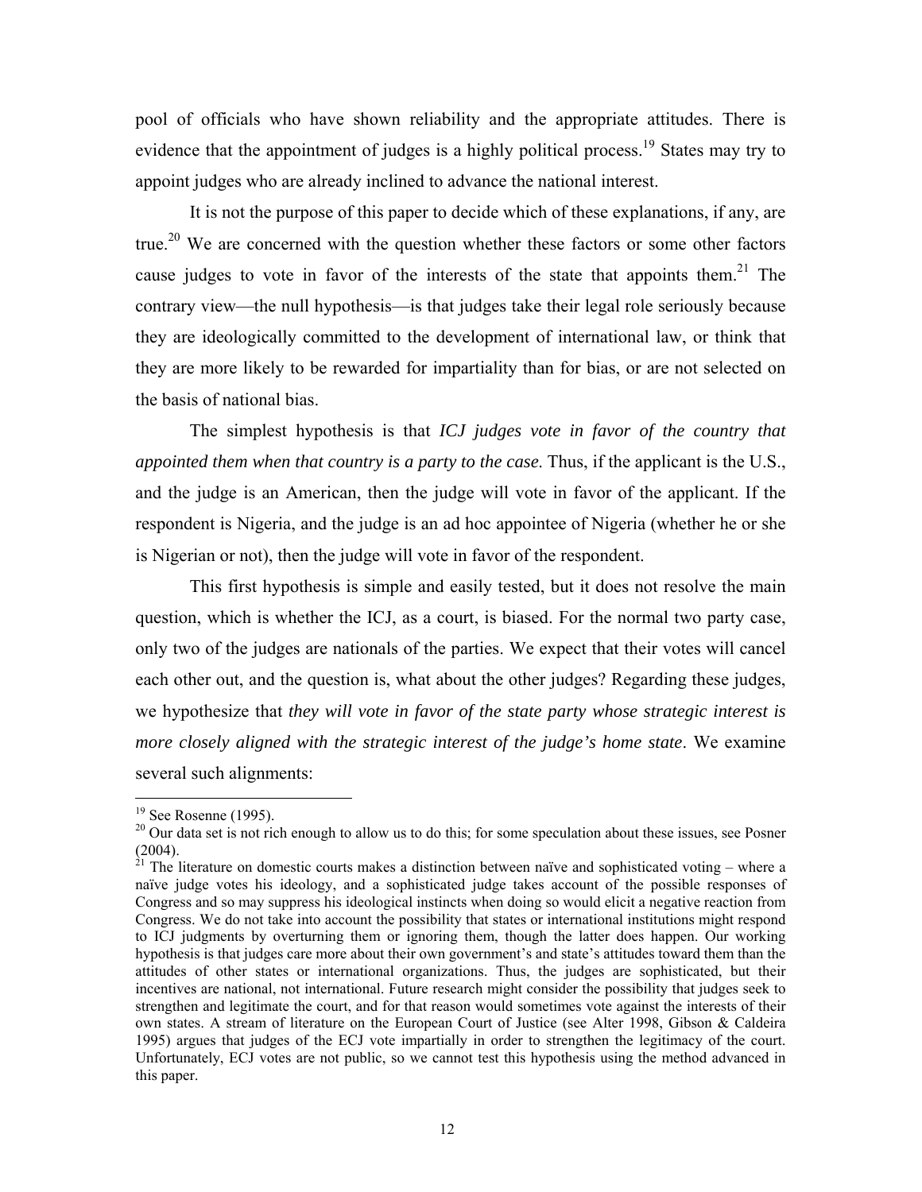pool of officials who have shown reliability and the appropriate attitudes. There is evidence that the appointment of judges is a highly political process.[19] States may try to appoint judges who are already inclined to advance the national interest.

It is not the purpose of this paper to decide which of these explanations, if any, are true.[20] We are concerned with the question whether these factors or some other factors cause judges to vote in favor of the interests of the state that appoints them.[21] The contrary view—the null hypothesis—is that judges take their legal role seriously because they are ideologically committed to the development of international law, or think that they are more likely to be rewarded for impartiality than for bias, or are not selected on the basis of national bias.

The simplest hypothesis is that *ICJ judges vote in favor of the country that appointed them when that country is a party to the case*. Thus, if the applicant is the U.S., and the judge is an American, then the judge will vote in favor of the applicant. If the respondent is Nigeria, and the judge is an ad hoc appointee of Nigeria (whether he or she is Nigerian or not), then the judge will vote in favor of the respondent.

This first hypothesis is simple and easily tested, but it does not resolve the main question, which is whether the ICJ, as a court, is biased. For the normal two party case, only two of the judges are nationals of the parties. We expect that their votes will cancel each other out, and the question is, what about the other judges? Regarding these judges, we hypothesize that *they will vote in favor of the state party whose strategic interest is more closely aligned with the strategic interest of the judge's home state*. We examine several such alignments:

---

[19] See Rosenne (1995).

[20] Our data set is not rich enough to allow us to do this; for some speculation about these issues, see Posner (2004).

[21] The literature on domestic courts makes a distinction between naïve and sophisticated voting – where a naïve judge votes his ideology, and a sophisticated judge takes account of the possible responses of Congress and so may suppress his ideological instincts when doing so would elicit a negative reaction from Congress. We do not take into account the possibility that states or international institutions might respond to ICJ judgments by overturning them or ignoring them, though the latter does happen. Our working hypothesis is that judges care more about their own government's and state's attitudes toward them than the attitudes of other states or international organizations. Thus, the judges are sophisticated, but their incentives are national, not international. Future research might consider the possibility that judges seek to strengthen and legitimate the court, and for that reason would sometimes vote against the interests of their own states. A stream of literature on the European Court of Justice (see Alter 1998, Gibson & Caldeira 1995) argues that judges of the ECJ vote impartially in order to strengthen the legitimacy of the court. Unfortunately, ECJ votes are not public, so we cannot test this hypothesis using the method advanced in this paper.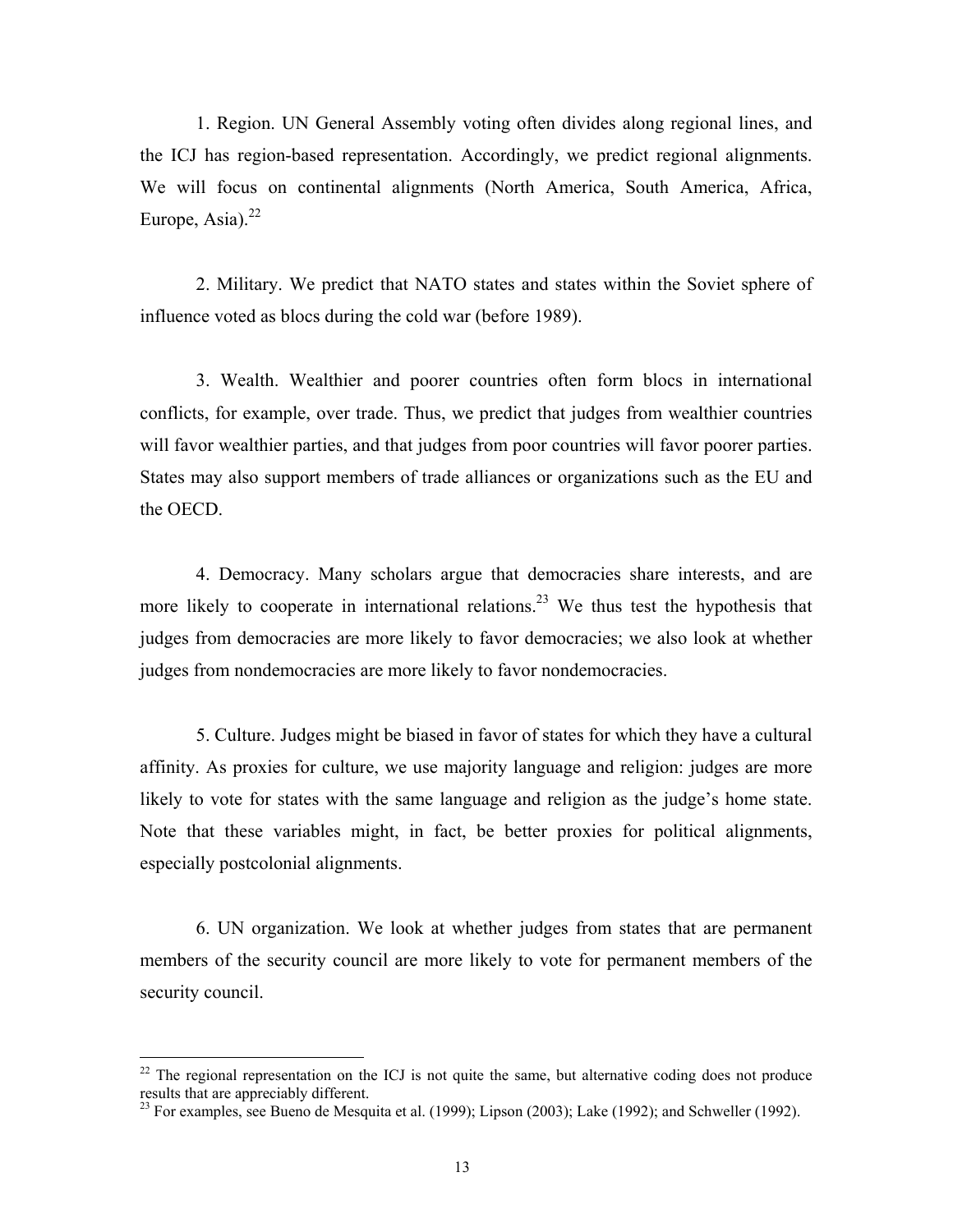1. Region. UN General Assembly voting often divides along regional lines, and the ICJ has region-based representation. Accordingly, we predict regional alignments. We will focus on continental alignments (North America, South America, Africa, Europe, Asia).[22]

2. Military. We predict that NATO states and states within the Soviet sphere of influence voted as blocs during the cold war (before 1989).

3. Wealth. Wealthier and poorer countries often form blocs in international conflicts, for example, over trade. Thus, we predict that judges from wealthier countries will favor wealthier parties, and that judges from poor countries will favor poorer parties. States may also support members of trade alliances or organizations such as the EU and the OECD.

4. Democracy. Many scholars argue that democracies share interests, and are more likely to cooperate in international relations.[23] We thus test the hypothesis that judges from democracies are more likely to favor democracies; we also look at whether judges from nondemocracies are more likely to favor nondemocracies.

5. Culture. Judges might be biased in favor of states for which they have a cultural affinity. As proxies for culture, we use majority language and religion: judges are more likely to vote for states with the same language and religion as the judge's home state. Note that these variables might, in fact, be better proxies for political alignments, especially postcolonial alignments.

6. UN organization. We look at whether judges from states that are permanent members of the security council are more likely to vote for permanent members of the security council.

---

[22] The regional representation on the ICJ is not quite the same, but alternative coding does not produce results that are appreciably different.

[23] For examples, see Bueno de Mesquita et al. (1999); Lipson (2003); Lake (1992); and Schweller (1992).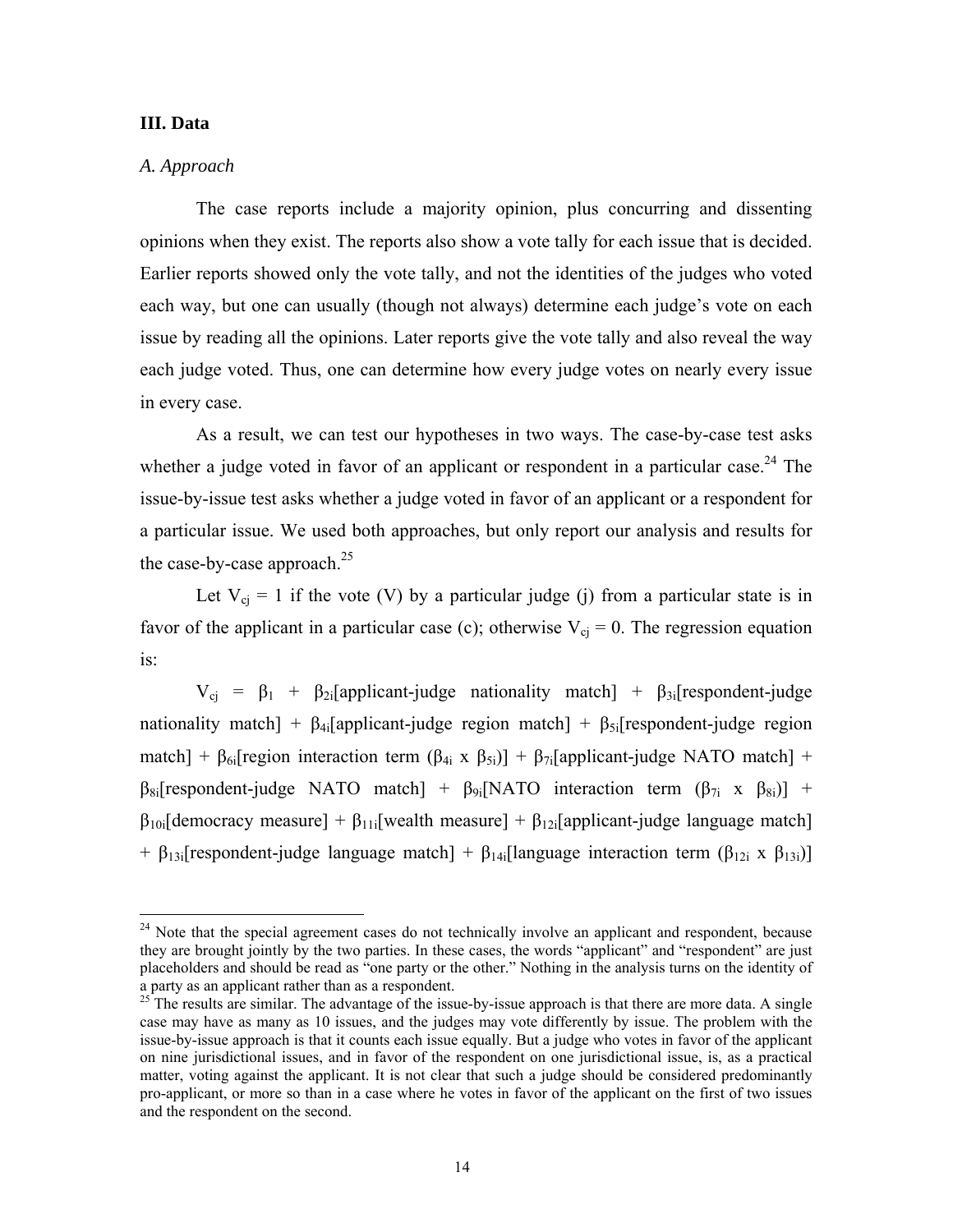## III. Data

### *A. Approach*

The case reports include a majority opinion, plus concurring and dissenting opinions when they exist. The reports also show a vote tally for each issue that is decided. Earlier reports showed only the vote tally, and not the identities of the judges who voted each way, but one can usually (though not always) determine each judge's vote on each issue by reading all the opinions. Later reports give the vote tally and also reveal the way each judge voted. Thus, one can determine how every judge votes on nearly every issue in every case.

As a result, we can test our hypotheses in two ways. The case-by-case test asks whether a judge voted in favor of an applicant or respondent in a particular case.[24] The issue-by-issue test asks whether a judge voted in favor of an applicant or a respondent for a particular issue. We used both approaches, but only report our analysis and results for the case-by-case approach.[25]

Let $V_{cj} = 1$ if the vote (V) by a particular judge (j) from a particular state is in favor of the applicant in a particular case (c); otherwise $V_{cj} = 0$. The regression equation is:

$V_{cj} = \beta_1 + \beta_{2i}$[applicant-judge nationality match] + $\beta_{3i}$[respondent-judge nationality match] + $\beta_{4i}$[applicant-judge region match] + $\beta_{5i}$[respondent-judge region match] + $\beta_{6i}$[region interaction term ($\beta_{4i} \times \beta_{5i}$)] + $\beta_{7i}$[applicant-judge NATO match] + $\beta_{8i}$[respondent-judge NATO match] + $\beta_{9i}$[NATO interaction term ($\beta_{7i} \times \beta_{8i}$)] + $\beta_{10i}$[democracy measure] + $\beta_{11i}$[wealth measure] + $\beta_{12i}$[applicant-judge language match] + $\beta_{13i}$[respondent-judge language match] + $\beta_{14i}$[language interaction term ($\beta_{12i} \times \beta_{13i}$)]

---

[24] Note that the special agreement cases do not technically involve an applicant and respondent, because they are brought jointly by the two parties. In these cases, the words "applicant" and "respondent" are just placeholders and should be read as "one party or the other." Nothing in the analysis turns on the identity of a party as an applicant rather than as a respondent.

[25] The results are similar. The advantage of the issue-by-issue approach is that there are more data. A single case may have as many as 10 issues, and the judges may vote differently by issue. The problem with the issue-by-issue approach is that it counts each issue equally. But a judge who votes in favor of the applicant on nine jurisdictional issues, and in favor of the respondent on one jurisdictional issue, is, as a practical matter, voting against the applicant. It is not clear that such a judge should be considered predominantly pro-applicant, or more so than in a case where he votes in favor of the applicant on the first of two issues and the respondent on the second.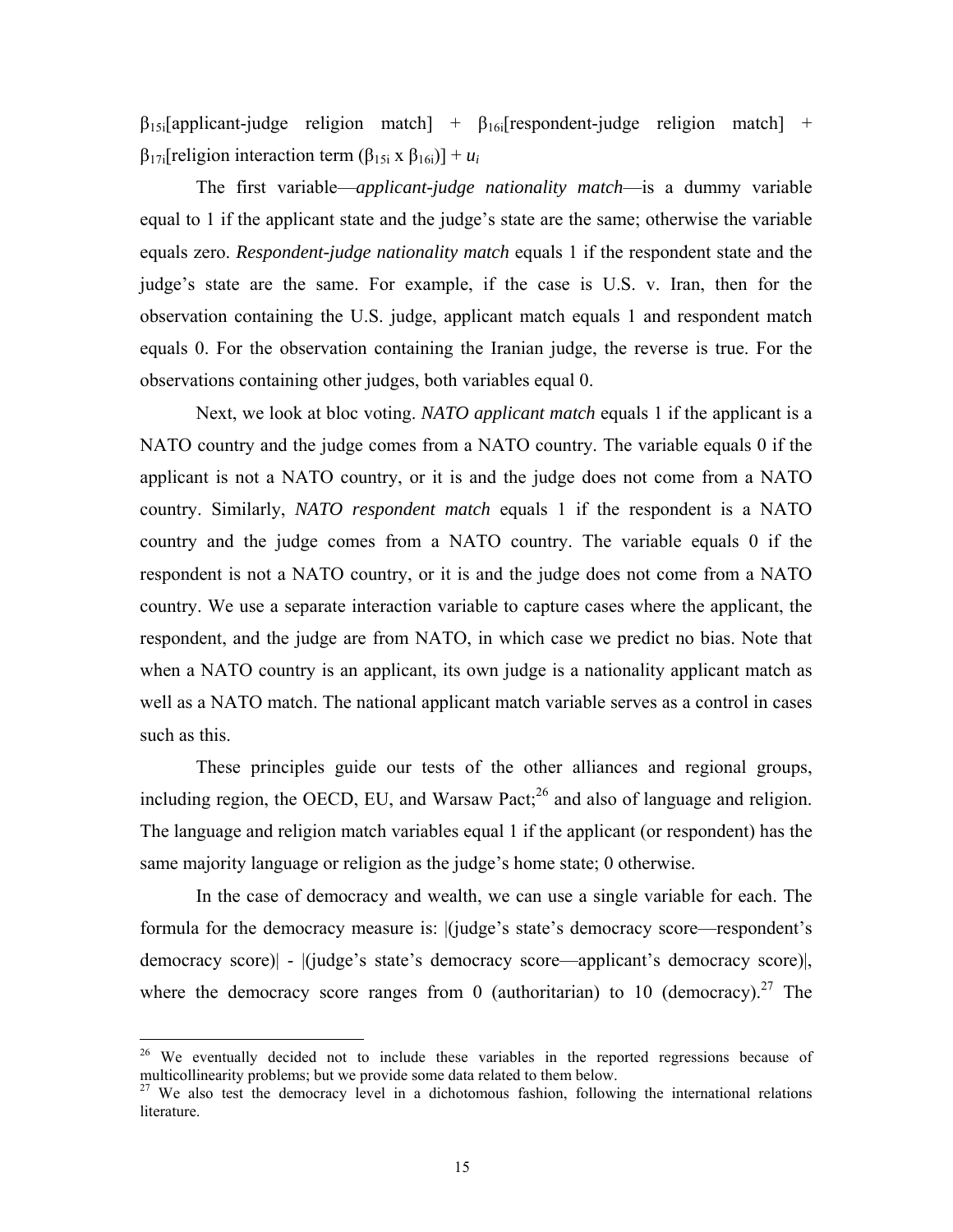$\beta_{15i}$[applicant-judge religion match] + $\beta_{16i}$[respondent-judge religion match] + $\beta_{17i}$[religion interaction term ($\beta_{15i}$ x $\beta_{16i}$)] + $u_i$

The first variable—*applicant-judge nationality match*—is a dummy variable equal to 1 if the applicant state and the judge's state are the same; otherwise the variable equals zero. *Respondent-judge nationality match* equals 1 if the respondent state and the judge's state are the same. For example, if the case is U.S. v. Iran, then for the observation containing the U.S. judge, applicant match equals 1 and respondent match equals 0. For the observation containing the Iranian judge, the reverse is true. For the observations containing other judges, both variables equal 0.

Next, we look at bloc voting. *NATO applicant match* equals 1 if the applicant is a NATO country and the judge comes from a NATO country. The variable equals 0 if the applicant is not a NATO country, or it is and the judge does not come from a NATO country. Similarly, *NATO respondent match* equals 1 if the respondent is a NATO country and the judge comes from a NATO country. The variable equals 0 if the respondent is not a NATO country, or it is and the judge does not come from a NATO country. We use a separate interaction variable to capture cases where the applicant, the respondent, and the judge are from NATO, in which case we predict no bias. Note that when a NATO country is an applicant, its own judge is a nationality applicant match as well as a NATO match. The national applicant match variable serves as a control in cases such as this.

These principles guide our tests of the other alliances and regional groups, including region, the OECD, EU, and Warsaw Pact;[26] and also of language and religion. The language and religion match variables equal 1 if the applicant (or respondent) has the same majority language or religion as the judge's home state; 0 otherwise.

In the case of democracy and wealth, we can use a single variable for each. The formula for the democracy measure is: |(judge's state's democracy score—respondent's democracy score)| - |(judge's state's democracy score—applicant's democracy score)|, where the democracy score ranges from 0 (authoritarian) to 10 (democracy).[27] The

---

[26] We eventually decided not to include these variables in the reported regressions because of multicollinearity problems; but we provide some data related to them below.

[27] We also test the democracy level in a dichotomous fashion, following the international relations literature.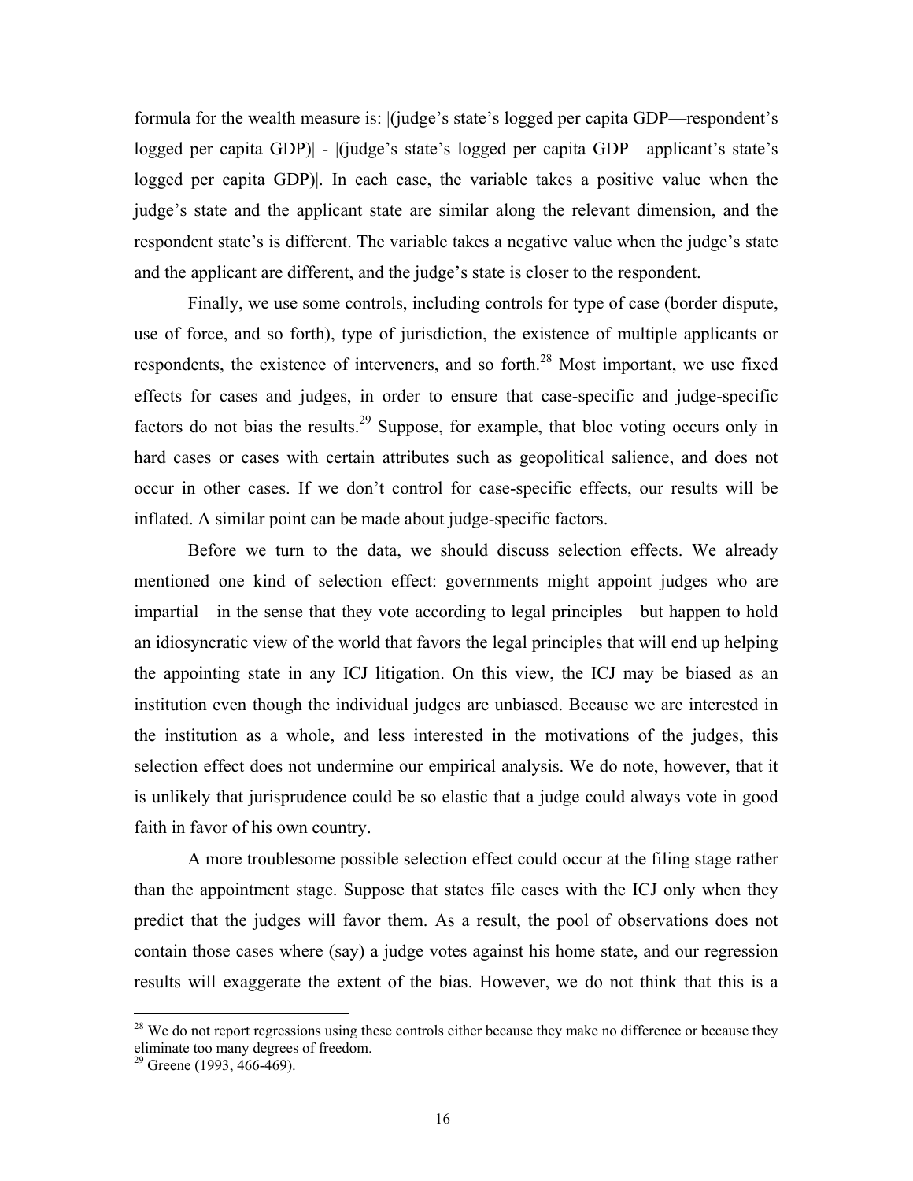formula for the wealth measure is: |(judge's state's logged per capita GDP—respondent's logged per capita GDP)| - |(judge's state's logged per capita GDP—applicant's state's logged per capita GDP)|. In each case, the variable takes a positive value when the judge's state and the applicant state are similar along the relevant dimension, and the respondent state's is different. The variable takes a negative value when the judge's state and the applicant are different, and the judge's state is closer to the respondent.

Finally, we use some controls, including controls for type of case (border dispute, use of force, and so forth), type of jurisdiction, the existence of multiple applicants or respondents, the existence of interveners, and so forth.[28] Most important, we use fixed effects for cases and judges, in order to ensure that case-specific and judge-specific factors do not bias the results.[29] Suppose, for example, that bloc voting occurs only in hard cases or cases with certain attributes such as geopolitical salience, and does not occur in other cases. If we don't control for case-specific effects, our results will be inflated. A similar point can be made about judge-specific factors.

Before we turn to the data, we should discuss selection effects. We already mentioned one kind of selection effect: governments might appoint judges who are impartial—in the sense that they vote according to legal principles—but happen to hold an idiosyncratic view of the world that favors the legal principles that will end up helping the appointing state in any ICJ litigation. On this view, the ICJ may be biased as an institution even though the individual judges are unbiased. Because we are interested in the institution as a whole, and less interested in the motivations of the judges, this selection effect does not undermine our empirical analysis. We do note, however, that it is unlikely that jurisprudence could be so elastic that a judge could always vote in good faith in favor of his own country.

A more troublesome possible selection effect could occur at the filing stage rather than the appointment stage. Suppose that states file cases with the ICJ only when they predict that the judges will favor them. As a result, the pool of observations does not contain those cases where (say) a judge votes against his home state, and our regression results will exaggerate the extent of the bias. However, we do not think that this is a

[28] We do not report regressions using these controls either because they make no difference or because they eliminate too many degrees of freedom.

[29] Greene (1993, 466-469).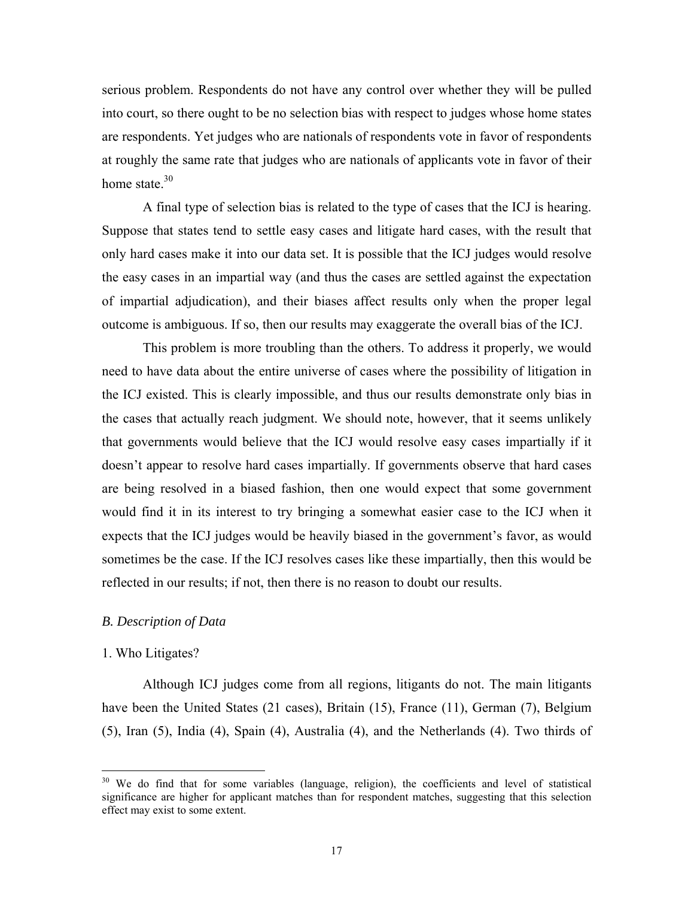serious problem. Respondents do not have any control over whether they will be pulled into court, so there ought to be no selection bias with respect to judges whose home states are respondents. Yet judges who are nationals of respondents vote in favor of respondents at roughly the same rate that judges who are nationals of applicants vote in favor of their home state.[30]

A final type of selection bias is related to the type of cases that the ICJ is hearing. Suppose that states tend to settle easy cases and litigate hard cases, with the result that only hard cases make it into our data set. It is possible that the ICJ judges would resolve the easy cases in an impartial way (and thus the cases are settled against the expectation of impartial adjudication), and their biases affect results only when the proper legal outcome is ambiguous. If so, then our results may exaggerate the overall bias of the ICJ.

This problem is more troubling than the others. To address it properly, we would need to have data about the entire universe of cases where the possibility of litigation in the ICJ existed. This is clearly impossible, and thus our results demonstrate only bias in the cases that actually reach judgment. We should note, however, that it seems unlikely that governments would believe that the ICJ would resolve easy cases impartially if it doesn't appear to resolve hard cases impartially. If governments observe that hard cases are being resolved in a biased fashion, then one would expect that some government would find it in its interest to try bringing a somewhat easier case to the ICJ when it expects that the ICJ judges would be heavily biased in the government's favor, as would sometimes be the case. If the ICJ resolves cases like these impartially, then this would be reflected in our results; if not, then there is no reason to doubt our results.

### *B. Description of Data*

#### 1. Who Litigates?

Although ICJ judges come from all regions, litigants do not. The main litigants have been the United States (21 cases), Britain (15), France (11), German (7), Belgium (5), Iran (5), India (4), Spain (4), Australia (4), and the Netherlands (4). Two thirds of

[30] We do find that for some variables (language, religion), the coefficients and level of statistical significance are higher for applicant matches than for respondent matches, suggesting that this selection effect may exist to some extent.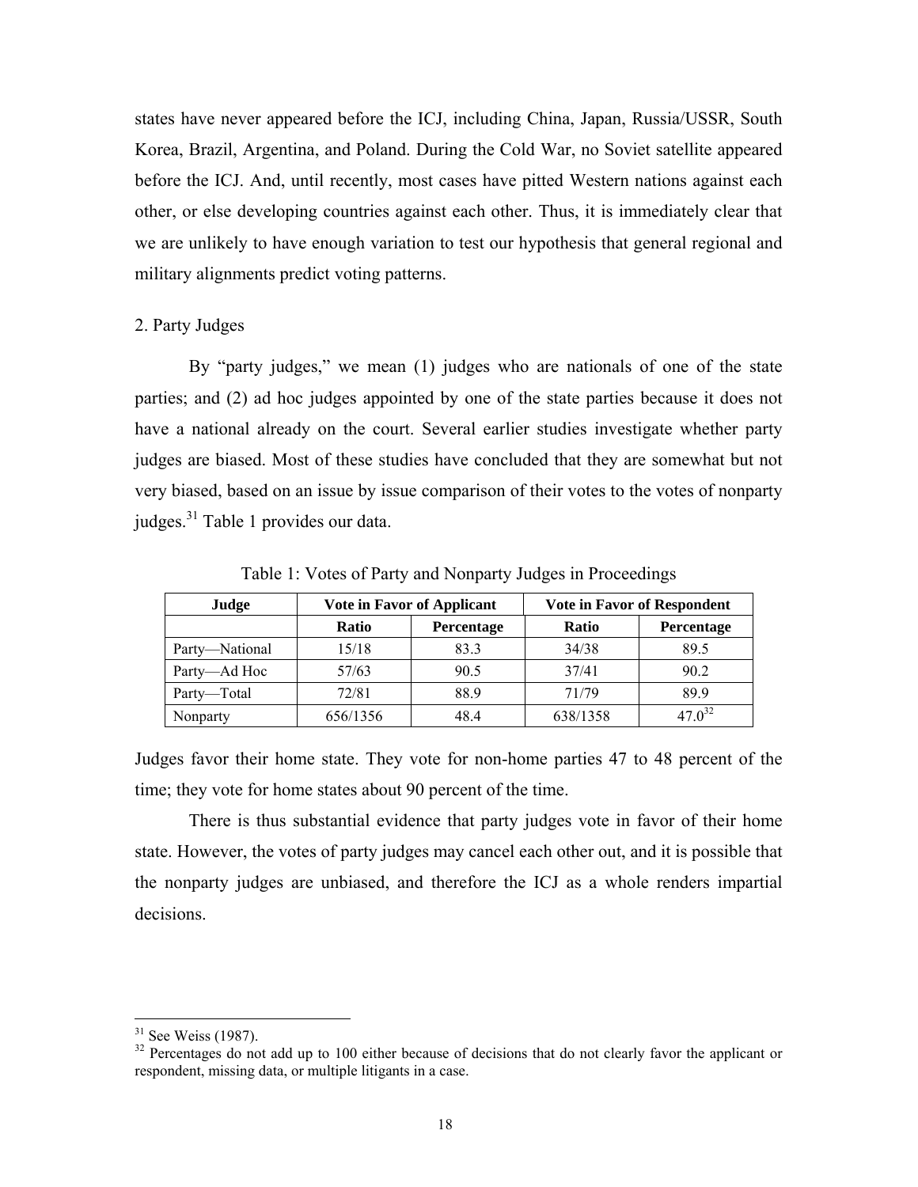states have never appeared before the ICJ, including China, Japan, Russia/USSR, South Korea, Brazil, Argentina, and Poland. During the Cold War, no Soviet satellite appeared before the ICJ. And, until recently, most cases have pitted Western nations against each other, or else developing countries against each other. Thus, it is immediately clear that we are unlikely to have enough variation to test our hypothesis that general regional and military alignments predict voting patterns.

2. Party Judges

By "party judges," we mean (1) judges who are nationals of one of the state parties; and (2) ad hoc judges appointed by one of the state parties because it does not have a national already on the court. Several earlier studies investigate whether party judges are biased. Most of these studies have concluded that they are somewhat but not very biased, based on an issue by issue comparison of their votes to the votes of nonparty judges.[31] Table 1 provides our data.

Table 1: Votes of Party and Nonparty Judges in Proceedings

| Judge | Vote in Favor of Applicant | | Vote in Favor of Respondent | |
|---|---|---|---|---|
| | Ratio | Percentage | Ratio | Percentage |
| Party—National | 15/18 | 83.3 | 34/38 | 89.5 |
| Party—Ad Hoc | 57/63 | 90.5 | 37/41 | 90.2 |
| Party—Total | 72/81 | 88.9 | 71/79 | 89.9 |
| Nonparty | 656/1356 | 48.4 | 638/1358 | 47.0[32] |

Judges favor their home state. They vote for non-home parties 47 to 48 percent of the time; they vote for home states about 90 percent of the time.

There is thus substantial evidence that party judges vote in favor of their home state. However, the votes of party judges may cancel each other out, and it is possible that the nonparty judges are unbiased, and therefore the ICJ as a whole renders impartial decisions.

[31] See Weiss (1987).

[32] Percentages do not add up to 100 either because of decisions that do not clearly favor the applicant or respondent, missing data, or multiple litigants in a case.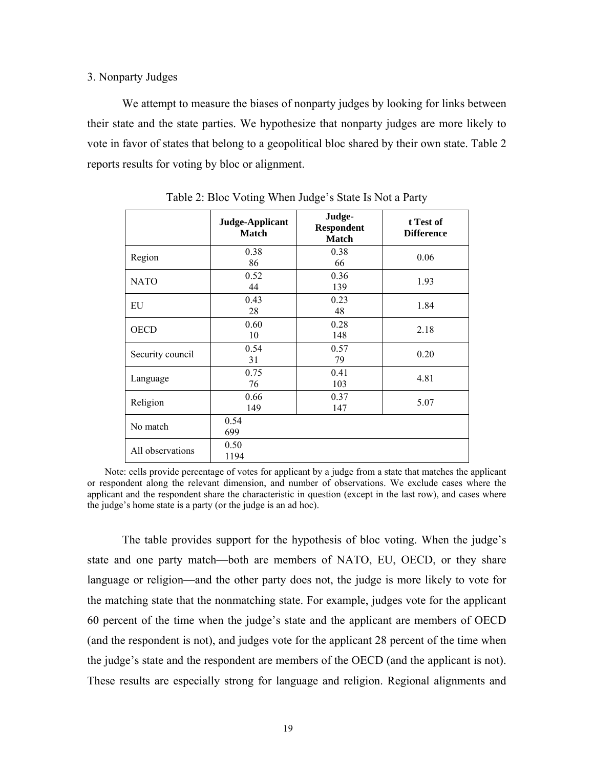3. Nonparty Judges

We attempt to measure the biases of nonparty judges by looking for links between their state and the state parties. We hypothesize that nonparty judges are more likely to vote in favor of states that belong to a geopolitical bloc shared by their own state. Table 2 reports results for voting by bloc or alignment.

Table 2: Bloc Voting When Judge's State Is Not a Party

| | **Judge-Applicant Match** | **Judge-Respondent Match** | **t Test of Difference** |
|---|---|---|---|
| Region | 0.38<br>86 | 0.38<br>66 | 0.06 |
| NATO | 0.52<br>44 | 0.36<br>139 | 1.93 |
| EU | 0.43<br>28 | 0.23<br>48 | 1.84 |
| OECD | 0.60<br>10 | 0.28<br>148 | 2.18 |
| Security council | 0.54<br>31 | 0.57<br>79 | 0.20 |
| Language | 0.75<br>76 | 0.41<br>103 | 4.81 |
| Religion | 0.66<br>149 | 0.37<br>147 | 5.07 |
| No match | 0.54<br>699 | | |
| All observations | 0.50<br>1194 | | |

Note: cells provide percentage of votes for applicant by a judge from a state that matches the applicant or respondent along the relevant dimension, and number of observations. We exclude cases where the applicant and the respondent share the characteristic in question (except in the last row), and cases where the judge's home state is a party (or the judge is an ad hoc).

The table provides support for the hypothesis of bloc voting. When the judge's state and one party match—both are members of NATO, EU, OECD, or they share language or religion—and the other party does not, the judge is more likely to vote for the matching state that the nonmatching state. For example, judges vote for the applicant 60 percent of the time when the judge's state and the applicant are members of OECD (and the respondent is not), and judges vote for the applicant 28 percent of the time when the judge's state and the respondent are members of the OECD (and the applicant is not). These results are especially strong for language and religion. Regional alignments and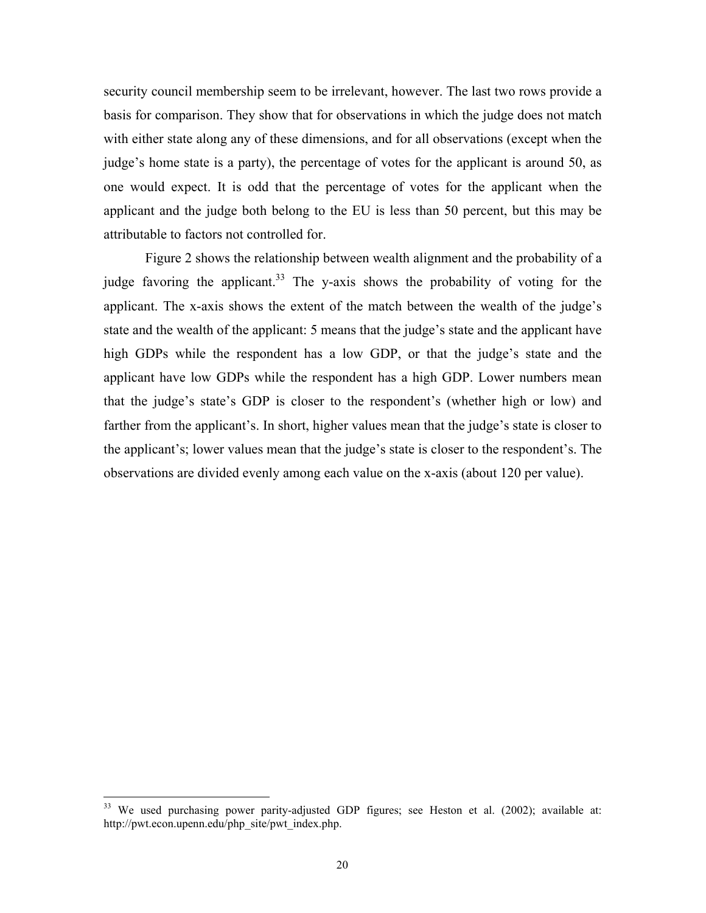security council membership seem to be irrelevant, however. The last two rows provide a basis for comparison. They show that for observations in which the judge does not match with either state along any of these dimensions, and for all observations (except when the judge's home state is a party), the percentage of votes for the applicant is around 50, as one would expect. It is odd that the percentage of votes for the applicant when the applicant and the judge both belong to the EU is less than 50 percent, but this may be attributable to factors not controlled for.

Figure 2 shows the relationship between wealth alignment and the probability of a judge favoring the applicant.[33] The y-axis shows the probability of voting for the applicant. The x-axis shows the extent of the match between the wealth of the judge's state and the wealth of the applicant: 5 means that the judge's state and the applicant have high GDPs while the respondent has a low GDP, or that the judge's state and the applicant have low GDPs while the respondent has a high GDP. Lower numbers mean that the judge's state's GDP is closer to the respondent's (whether high or low) and farther from the applicant's. In short, higher values mean that the judge's state is closer to the applicant's; lower values mean that the judge's state is closer to the respondent's. The observations are divided evenly among each value on the x-axis (about 120 per value).

[33] We used purchasing power parity-adjusted GDP figures; see Heston et al. (2002); available at: http://pwt.econ.upenn.edu/php_site/pwt_index.php.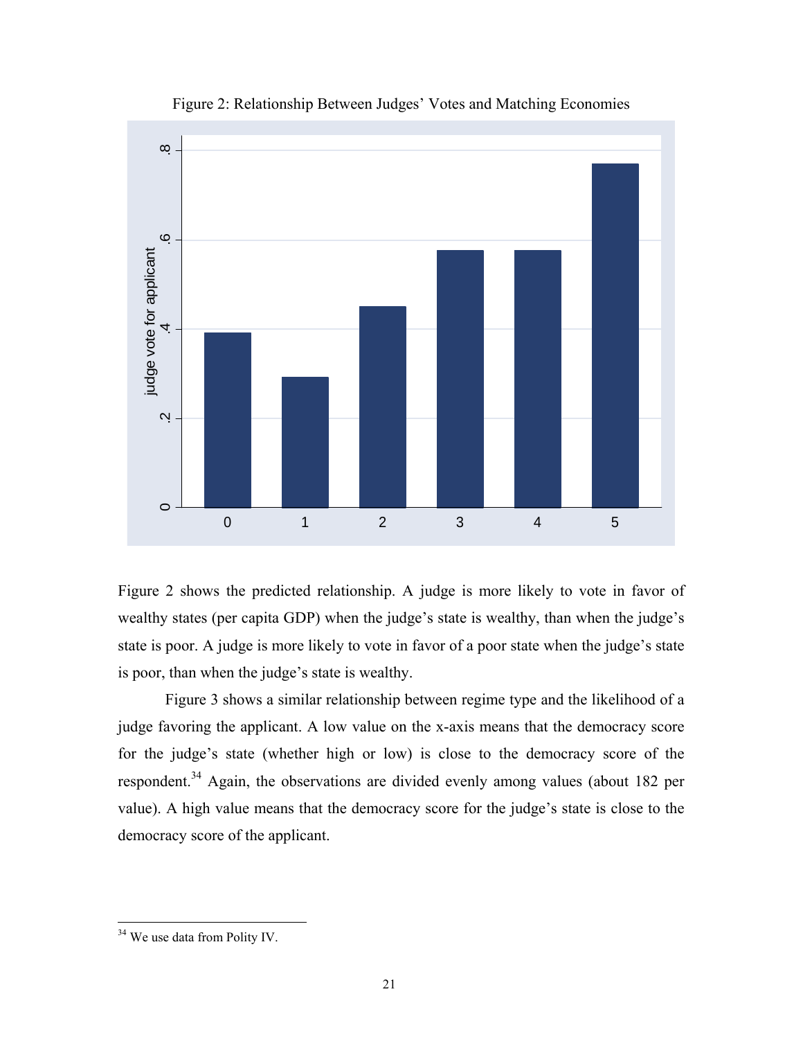Figure 2: Relationship Between Judges' Votes and Matching Economies

Figure 2 shows the predicted relationship. A judge is more likely to vote in favor of wealthy states (per capita GDP) when the judge's state is wealthy, than when the judge's state is poor. A judge is more likely to vote in favor of a poor state when the judge's state is poor, than when the judge's state is wealthy.

Figure 3 shows a similar relationship between regime type and the likelihood of a judge favoring the applicant. A low value on the x-axis means that the democracy score for the judge's state (whether high or low) is close to the democracy score of the respondent.[34] Again, the observations are divided evenly among values (about 182 per value). A high value means that the democracy score for the judge's state is close to the democracy score of the applicant.

[34] We use data from Polity IV.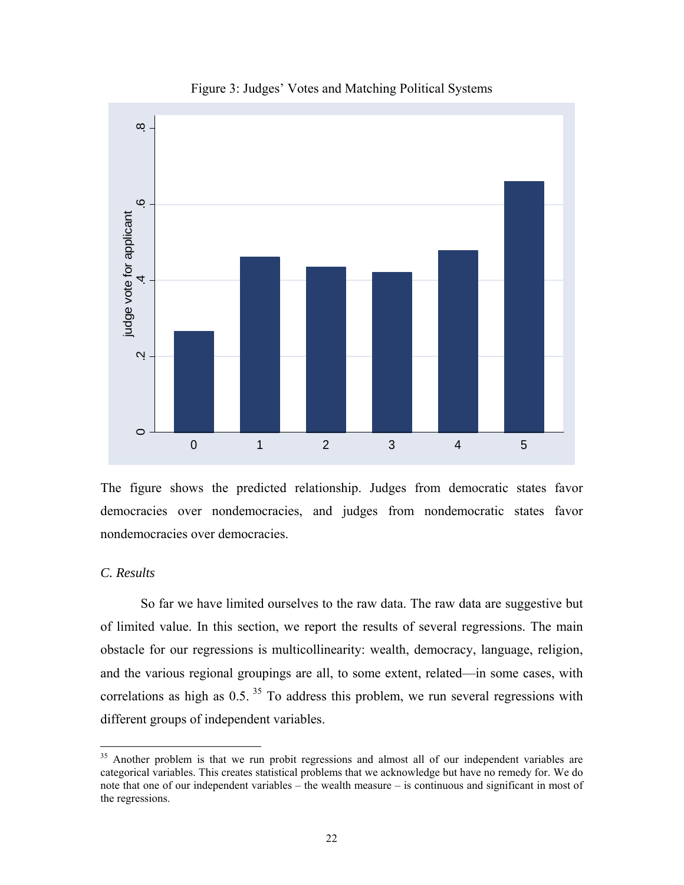Figure 3: Judges' Votes and Matching Political Systems

The figure shows the predicted relationship. Judges from democratic states favor democracies over nondemocracies, and judges from nondemocratic states favor nondemocracies over democracies.

*C. Results*

So far we have limited ourselves to the raw data. The raw data are suggestive but of limited value. In this section, we report the results of several regressions. The main obstacle for our regressions is multicollinearity: wealth, democracy, language, religion, and the various regional groupings are all, to some extent, related—in some cases, with correlations as high as 0.5.[35] To address this problem, we run several regressions with different groups of independent variables.

---

[35] Another problem is that we run probit regressions and almost all of our independent variables are categorical variables. This creates statistical problems that we acknowledge but have no remedy for. We do note that one of our independent variables – the wealth measure – is continuous and significant in most of the regressions.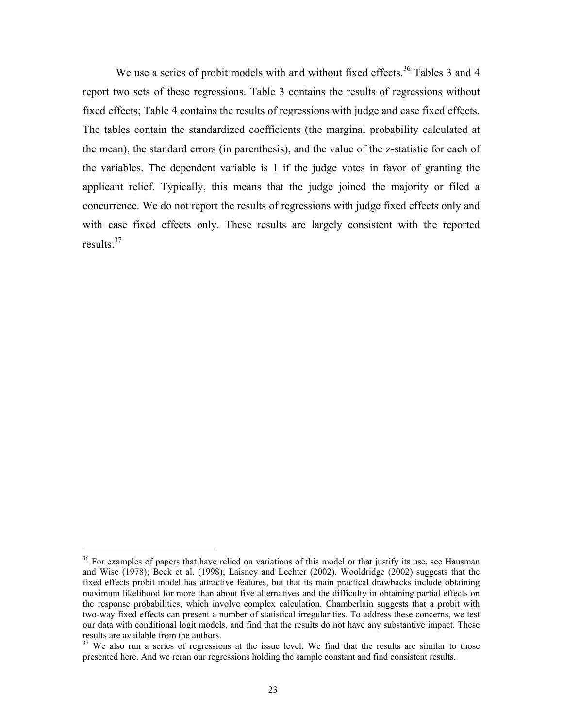We use a series of probit models with and without fixed effects.[36] Tables 3 and 4 report two sets of these regressions. Table 3 contains the results of regressions without fixed effects; Table 4 contains the results of regressions with judge and case fixed effects. The tables contain the standardized coefficients (the marginal probability calculated at the mean), the standard errors (in parenthesis), and the value of the *z*-statistic for each of the variables. The dependent variable is 1 if the judge votes in favor of granting the applicant relief. Typically, this means that the judge joined the majority or filed a concurrence. We do not report the results of regressions with judge fixed effects only and with case fixed effects only. These results are largely consistent with the reported results.[37]

---

[36] For examples of papers that have relied on variations of this model or that justify its use, see Hausman and Wise (1978); Beck et al. (1998); Laisney and Lechter (2002). Wooldridge (2002) suggests that the fixed effects probit model has attractive features, but that its main practical drawbacks include obtaining maximum likelihood for more than about five alternatives and the difficulty in obtaining partial effects on the response probabilities, which involve complex calculation. Chamberlain suggests that a probit with two-way fixed effects can present a number of statistical irregularities. To address these concerns, we test our data with conditional logit models, and find that the results do not have any substantive impact. These results are available from the authors.

[37] We also run a series of regressions at the issue level. We find that the results are similar to those presented here. And we reran our regressions holding the sample constant and find consistent results.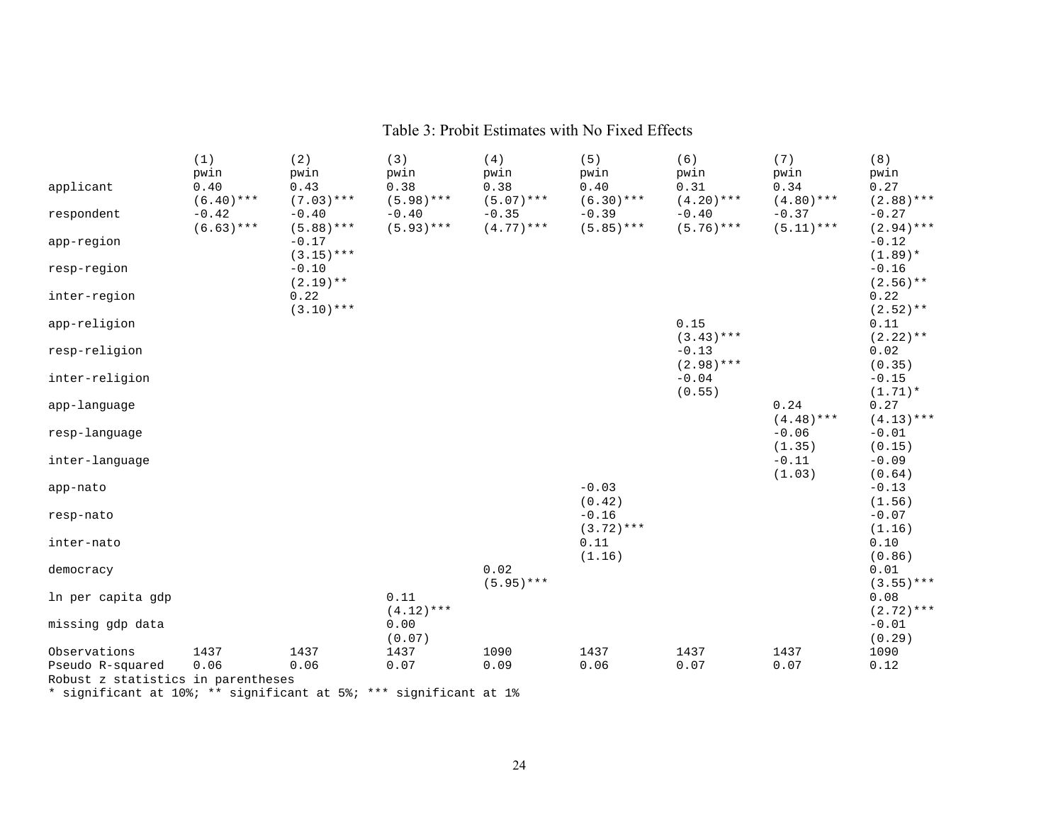# Table 3: Probit Estimates with No Fixed Effects

| | (1) | (2) | (3) | (4) | (5) | (6) | (7) | (8) |
|---|---|---|---|---|---|---|---|---|
| | pwin | pwin | pwin | pwin | pwin | pwin | pwin | pwin |
| applicant | 0.40 | 0.43 | 0.38 | 0.38 | 0.40 | 0.31 | 0.34 | 0.27 |
| | (6.40)*** | (7.03)*** | (5.98)*** | (5.07)*** | (6.30)*** | (4.20)*** | (4.80)*** | (2.88)*** |
| respondent | -0.42 | -0.40 | -0.40 | -0.35 | -0.39 | -0.40 | -0.37 | -0.27 |
| | (6.63)*** | (5.88)*** | (5.93)*** | (4.77)*** | (5.85)*** | (5.76)*** | (5.11)*** | (2.94)*** |
| app-region | | -0.17 | | | | | | -0.12 |
| | | (3.15)*** | | | | | | (1.89)* |
| resp-region | | -0.10 | | | | | | -0.16 |
| | | (2.19)** | | | | | | (2.56)** |
| inter-region | | 0.22 | | | | | | 0.22 |
| | | (3.10)*** | | | | | | (2.52)** |
| app-religion | | | | | | 0.15 | | 0.11 |
| | | | | | | (3.43)*** | | (2.22)** |
| resp-religion | | | | | | -0.13 | | 0.02 |
| | | | | | | (2.98)*** | | (0.35) |
| inter-religion | | | | | | -0.04 | | -0.15 |
| | | | | | | (0.55) | | (1.71)* |
| app-language | | | | | | | 0.24 | 0.27 |
| | | | | | | | (4.48)*** | (4.13)*** |
| resp-language | | | | | | | -0.06 | -0.01 |
| | | | | | | | (1.35) | (0.15) |
| inter-language | | | | | | | -0.11 | -0.09 |
| | | | | | | | (1.03) | (0.64) |
| app-nato | | | | | -0.03 | | | -0.13 |
| | | | | | (0.42) | | | (1.56) |
| resp-nato | | | | | -0.16 | | | -0.07 |
| | | | | | (3.72)*** | | | (1.16) |
| inter-nato | | | | | 0.11 | | | 0.10 |
| | | | | | (1.16) | | | (0.86) |
| democracy | | | | 0.02 | | | | 0.01 |
| | | | | (5.95)*** | | | | (3.55)*** |
| ln per capita gdp | | | 0.11 | | | | | 0.08 |
| | | | (4.12)*** | | | | | (2.72)*** |
| missing gdp data | | | 0.00 | | | | | -0.01 |
| | | | (0.07) | | | | | (0.29) |
| Observations | 1437 | 1437 | 1437 | 1090 | 1437 | 1437 | 1437 | 1090 |
| Pseudo R-squared | 0.06 | 0.06 | 0.07 | 0.09 | 0.06 | 0.07 | 0.07 | 0.12 |

Robust z statistics in parentheses

* significant at 10%; ** significant at 5%; *** significant at 1%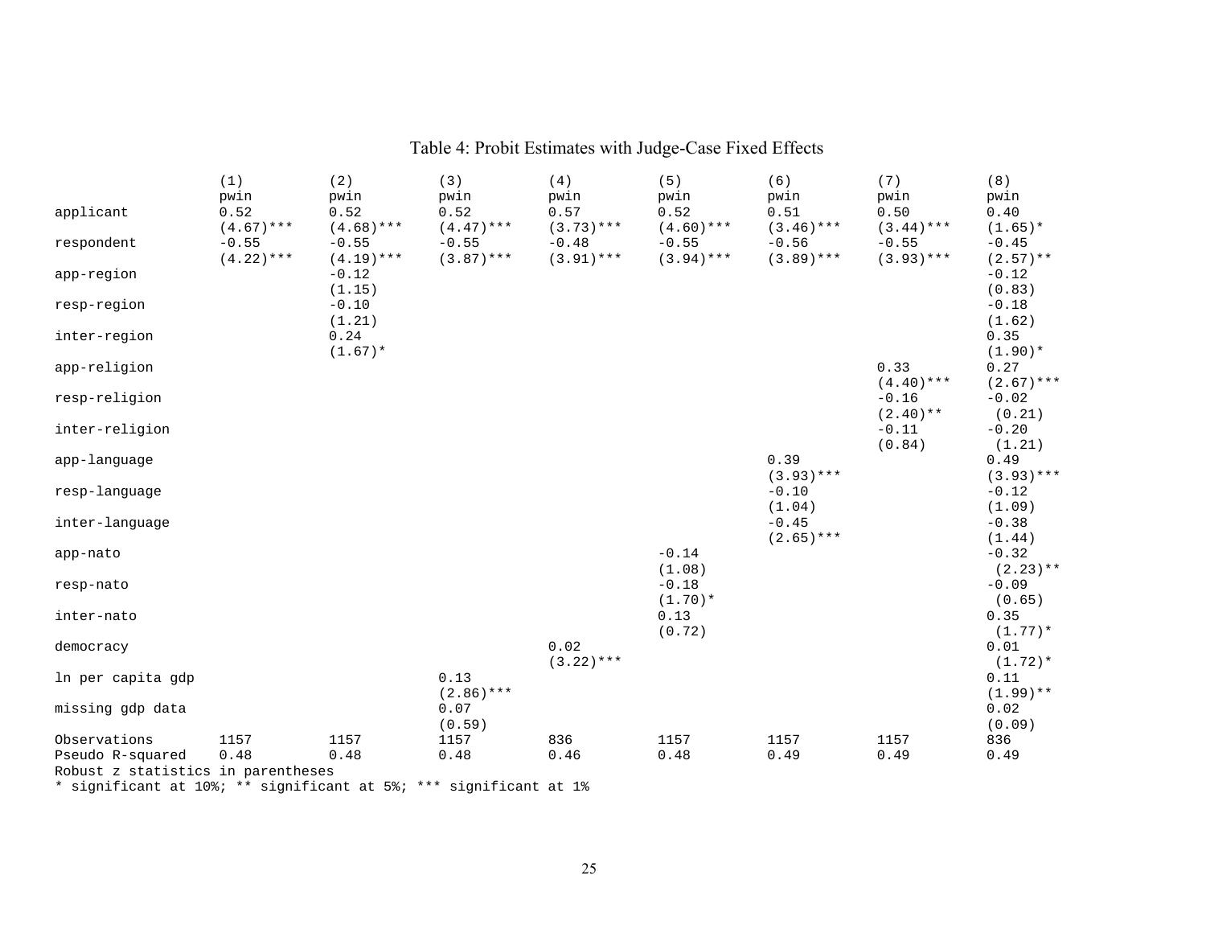# Table 4: Probit Estimates with Judge-Case Fixed Effects

| | (1) | (2) | (3) | (4) | (5) | (6) | (7) | (8) |
|---|---|---|---|---|---|---|---|---|
| | pwin | pwin | pwin | pwin | pwin | pwin | pwin | pwin |
| applicant | 0.52 | 0.52 | 0.52 | 0.57 | 0.52 | 0.51 | 0.50 | 0.40 |
| | (4.67)*** | (4.68)*** | (4.47)*** | (3.73)*** | (4.60)*** | (3.46)*** | (3.44)*** | (1.65)* |
| respondent | -0.55 | -0.55 | -0.55 | -0.48 | -0.55 | -0.56 | -0.55 | -0.45 |
| | (4.22)*** | (4.19)*** | (3.87)*** | (3.91)*** | (3.94)*** | (3.89)*** | (3.93)*** | (2.57)** |
| app-region | | -0.12 | | | | | | -0.12 |
| | | (1.15) | | | | | | (0.83) |
| resp-region | | -0.10 | | | | | | -0.18 |
| | | (1.21) | | | | | | (1.62) |
| inter-region | | 0.24 | | | | | | 0.35 |
| | | (1.67)* | | | | | | (1.90)* |
| app-religion | | | | | | | 0.33 | 0.27 |
| | | | | | | | (4.40)*** | (2.67)*** |
| resp-religion | | | | | | | -0.16 | -0.02 |
| | | | | | | | (2.40)** | (0.21) |
| inter-religion | | | | | | | -0.11 | -0.20 |
| | | | | | | | (0.84) | (1.21) |
| app-language | | | | | | 0.39 | | 0.49 |
| | | | | | | (3.93)*** | | (3.93)*** |
| resp-language | | | | | | -0.10 | | -0.12 |
| | | | | | | (1.04) | | (1.09) |
| inter-language | | | | | | -0.45 | | -0.38 |
| | | | | | | (2.65)*** | | (1.44) |
| app-nato | | | | | -0.14 | | | -0.32 |
| | | | | | (1.08) | | | (2.23)** |
| resp-nato | | | | | -0.18 | | | -0.09 |
| | | | | | (1.70)* | | | (0.65) |
| inter-nato | | | | | 0.13 | | | 0.35 |
| | | | | | (0.72) | | | (1.77)* |
| democracy | | | | 0.02 | | | | 0.01 |
| | | | | (3.22)*** | | | | (1.72)* |
| ln per capita gdp | | | 0.13 | | | | | 0.11 |
| | | | (2.86)*** | | | | | (1.99)** |
| missing gdp data | | | 0.07 | | | | | 0.02 |
| | | | (0.59) | | | | | (0.09) |
| Observations | 1157 | 1157 | 1157 | 836 | 1157 | 1157 | 1157 | 836 |
| Pseudo R-squared | 0.48 | 0.48 | 0.48 | 0.46 | 0.48 | 0.49 | 0.49 | 0.49 |

Robust z statistics in parentheses
* significant at 10%; ** significant at 5%; *** significant at 1%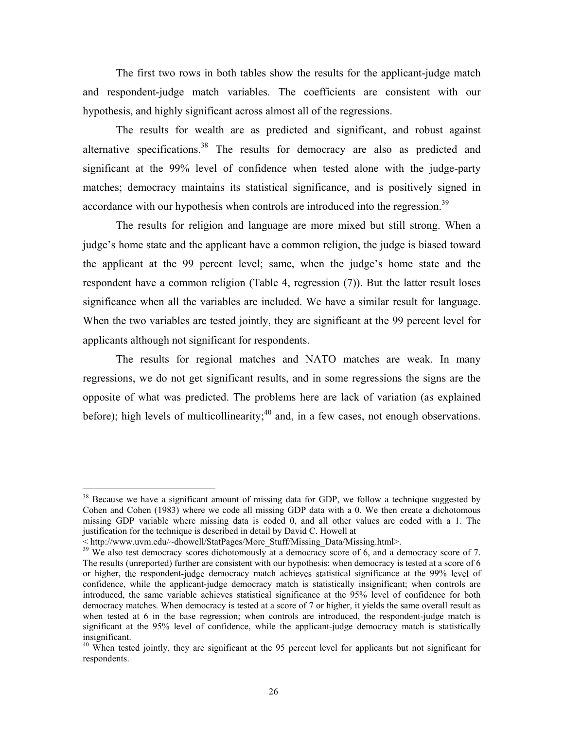The first two rows in both tables show the results for the applicant-judge match and respondent-judge match variables. The coefficients are consistent with our hypothesis, and highly significant across almost all of the regressions.

The results for wealth are as predicted and significant, and robust against alternative specifications.[38] The results for democracy are also as predicted and significant at the 99% level of confidence when tested alone with the judge-party matches; democracy maintains its statistical significance, and is positively signed in accordance with our hypothesis when controls are introduced into the regression.[39]

The results for religion and language are more mixed but still strong. When a judge's home state and the applicant have a common religion, the judge is biased toward the applicant at the 99 percent level; same, when the judge's home state and the respondent have a common religion (Table 4, regression (7)). But the latter result loses significance when all the variables are included. We have a similar result for language. When the two variables are tested jointly, they are significant at the 99 percent level for applicants although not significant for respondents.

The results for regional matches and NATO matches are weak. In many regressions, we do not get significant results, and in some regressions the signs are the opposite of what was predicted. The problems here are lack of variation (as explained before); high levels of multicollinearity;[40] and, in a few cases, not enough observations.

---

[38] Because we have a significant amount of missing data for GDP, we follow a technique suggested by Cohen and Cohen (1983) where we code all missing GDP data with a 0. We then create a dichotomous missing GDP variable where missing data is coded 0, and all other values are coded with a 1. The justification for the technique is described in detail by David C. Howell at < http://www.uvm.edu/~dhowell/StatPages/More_Stuff/Missing_Data/Missing.html>.

[39] We also test democracy scores dichotomously at a democracy score of 6, and a democracy score of 7. The results (unreported) further are consistent with our hypothesis: when democracy is tested at a score of 6 or higher, the respondent-judge democracy match achieves statistical significance at the 99% level of confidence, while the applicant-judge democracy match is statistically insignificant; when controls are introduced, the same variable achieves statistical significance at the 95% level of confidence for both democracy matches. When democracy is tested at a score of 7 or higher, it yields the same overall result as when tested at 6 in the base regression; when controls are introduced, the respondent-judge match is significant at the 95% level of confidence, while the applicant-judge democracy match is statistically insignificant.

[40] When tested jointly, they are significant at the 95 percent level for applicants but not significant for respondents.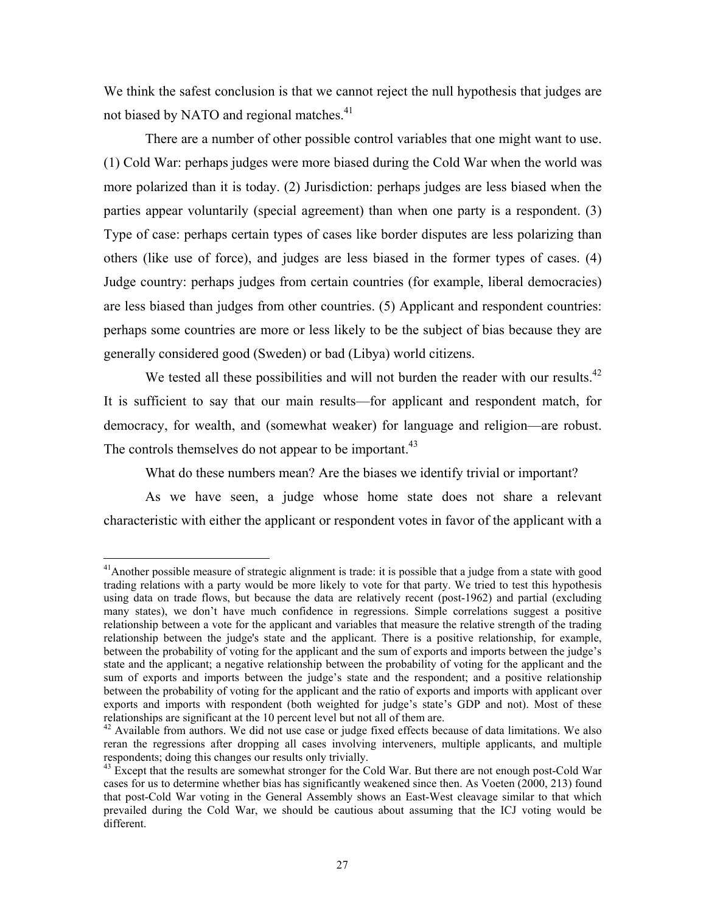We think the safest conclusion is that we cannot reject the null hypothesis that judges are not biased by NATO and regional matches.[41]

There are a number of other possible control variables that one might want to use. (1) Cold War: perhaps judges were more biased during the Cold War when the world was more polarized than it is today. (2) Jurisdiction: perhaps judges are less biased when the parties appear voluntarily (special agreement) than when one party is a respondent. (3) Type of case: perhaps certain types of cases like border disputes are less polarizing than others (like use of force), and judges are less biased in the former types of cases. (4) Judge country: perhaps judges from certain countries (for example, liberal democracies) are less biased than judges from other countries. (5) Applicant and respondent countries: perhaps some countries are more or less likely to be the subject of bias because they are generally considered good (Sweden) or bad (Libya) world citizens.

We tested all these possibilities and will not burden the reader with our results.[42] It is sufficient to say that our main results—for applicant and respondent match, for democracy, for wealth, and (somewhat weaker) for language and religion—are robust. The controls themselves do not appear to be important.[43]

What do these numbers mean? Are the biases we identify trivial or important?

As we have seen, a judge whose home state does not share a relevant characteristic with either the applicant or respondent votes in favor of the applicant with a

---

[41] Another possible measure of strategic alignment is trade: it is possible that a judge from a state with good trading relations with a party would be more likely to vote for that party. We tried to test this hypothesis using data on trade flows, but because the data are relatively recent (post-1962) and partial (excluding many states), we don't have much confidence in regressions. Simple correlations suggest a positive relationship between a vote for the applicant and variables that measure the relative strength of the trading relationship between the judge's state and the applicant. There is a positive relationship, for example, between the probability of voting for the applicant and the sum of exports and imports between the judge's state and the applicant; a negative relationship between the probability of voting for the applicant and the sum of exports and imports between the judge's state and the respondent; and a positive relationship between the probability of voting for the applicant and the ratio of exports and imports with applicant over exports and imports with respondent (both weighted for judge's state's GDP and not). Most of these relationships are significant at the 10 percent level but not all of them are.

[42] Available from authors. We did not use case or judge fixed effects because of data limitations. We also reran the regressions after dropping all cases involving interveners, multiple applicants, and multiple respondents; doing this changes our results only trivially.

[43] Except that the results are somewhat stronger for the Cold War. But there are not enough post-Cold War cases for us to determine whether bias has significantly weakened since then. As Voeten (2000, 213) found that post-Cold War voting in the General Assembly shows an East-West cleavage similar to that which prevailed during the Cold War, we should be cautious about assuming that the ICJ voting would be different.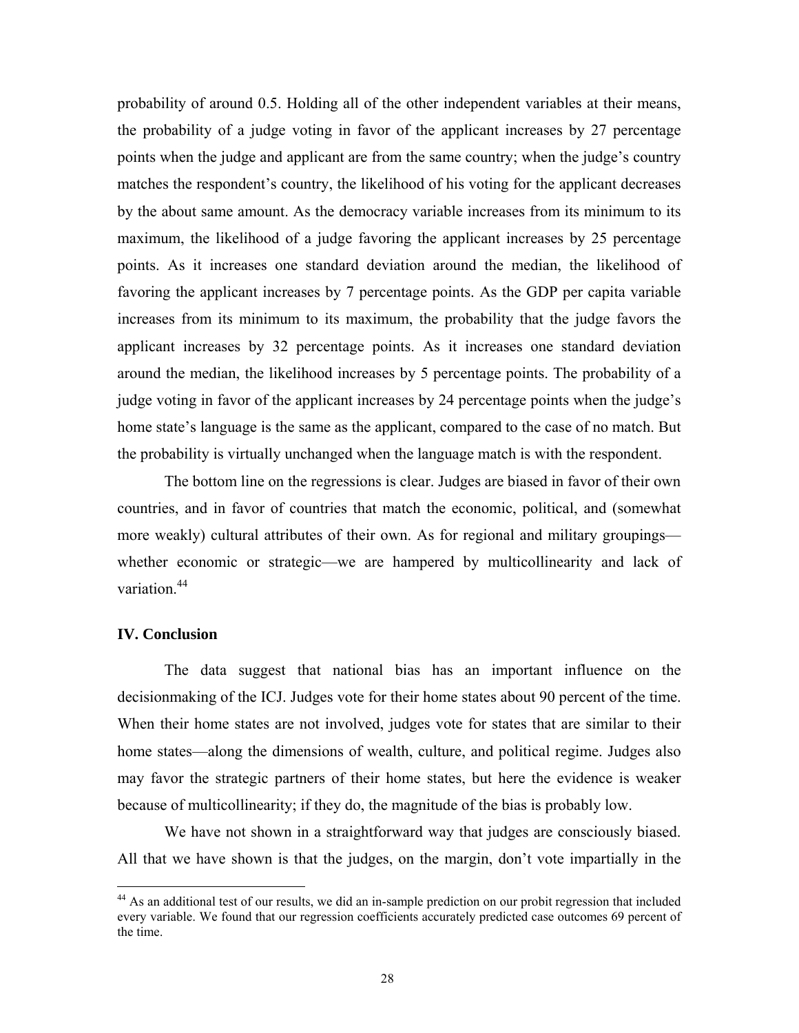probability of around 0.5. Holding all of the other independent variables at their means, the probability of a judge voting in favor of the applicant increases by 27 percentage points when the judge and applicant are from the same country; when the judge's country matches the respondent's country, the likelihood of his voting for the applicant decreases by the about same amount. As the democracy variable increases from its minimum to its maximum, the likelihood of a judge favoring the applicant increases by 25 percentage points. As it increases one standard deviation around the median, the likelihood of favoring the applicant increases by 7 percentage points. As the GDP per capita variable increases from its minimum to its maximum, the probability that the judge favors the applicant increases by 32 percentage points. As it increases one standard deviation around the median, the likelihood increases by 5 percentage points. The probability of a judge voting in favor of the applicant increases by 24 percentage points when the judge's home state's language is the same as the applicant, compared to the case of no match. But the probability is virtually unchanged when the language match is with the respondent.

The bottom line on the regressions is clear. Judges are biased in favor of their own countries, and in favor of countries that match the economic, political, and (somewhat more weakly) cultural attributes of their own. As for regional and military groupings—whether economic or strategic—we are hampered by multicollinearity and lack of variation.[44]

## IV. Conclusion

The data suggest that national bias has an important influence on the decisionmaking of the ICJ. Judges vote for their home states about 90 percent of the time. When their home states are not involved, judges vote for states that are similar to their home states—along the dimensions of wealth, culture, and political regime. Judges also may favor the strategic partners of their home states, but here the evidence is weaker because of multicollinearity; if they do, the magnitude of the bias is probably low.

We have not shown in a straightforward way that judges are consciously biased. All that we have shown is that the judges, on the margin, don't vote impartially in the

[44] As an additional test of our results, we did an in-sample prediction on our probit regression that included every variable. We found that our regression coefficients accurately predicted case outcomes 69 percent of the time.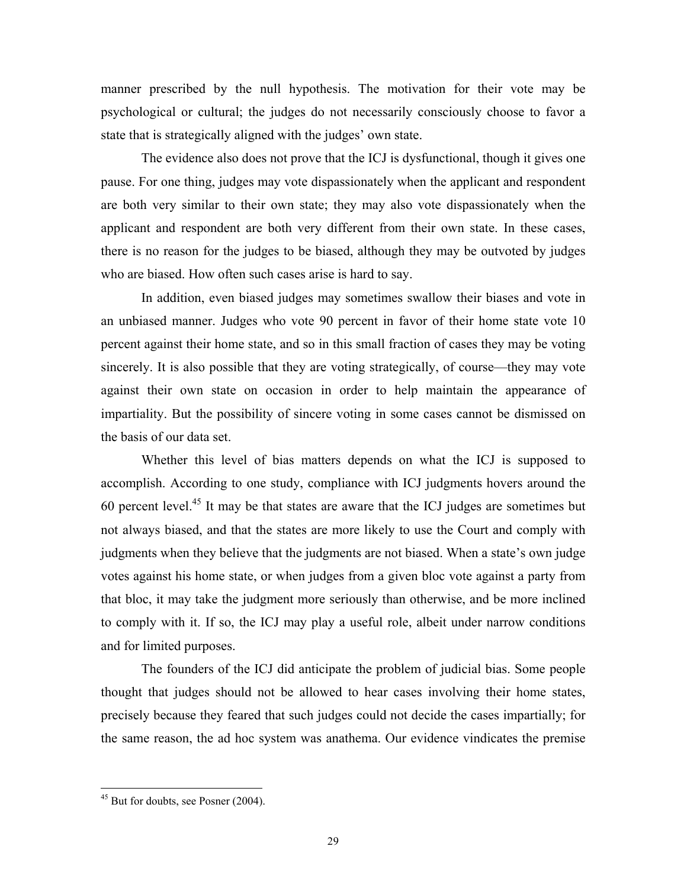manner prescribed by the null hypothesis. The motivation for their vote may be psychological or cultural; the judges do not necessarily consciously choose to favor a state that is strategically aligned with the judges' own state.

The evidence also does not prove that the ICJ is dysfunctional, though it gives one pause. For one thing, judges may vote dispassionately when the applicant and respondent are both very similar to their own state; they may also vote dispassionately when the applicant and respondent are both very different from their own state. In these cases, there is no reason for the judges to be biased, although they may be outvoted by judges who are biased. How often such cases arise is hard to say.

In addition, even biased judges may sometimes swallow their biases and vote in an unbiased manner. Judges who vote 90 percent in favor of their home state vote 10 percent against their home state, and so in this small fraction of cases they may be voting sincerely. It is also possible that they are voting strategically, of course—they may vote against their own state on occasion in order to help maintain the appearance of impartiality. But the possibility of sincere voting in some cases cannot be dismissed on the basis of our data set.

Whether this level of bias matters depends on what the ICJ is supposed to accomplish. According to one study, compliance with ICJ judgments hovers around the 60 percent level.[45] It may be that states are aware that the ICJ judges are sometimes but not always biased, and that the states are more likely to use the Court and comply with judgments when they believe that the judgments are not biased. When a state's own judge votes against his home state, or when judges from a given bloc vote against a party from that bloc, it may take the judgment more seriously than otherwise, and be more inclined to comply with it. If so, the ICJ may play a useful role, albeit under narrow conditions and for limited purposes.

The founders of the ICJ did anticipate the problem of judicial bias. Some people thought that judges should not be allowed to hear cases involving their home states, precisely because they feared that such judges could not decide the cases impartially; for the same reason, the ad hoc system was anathema. Our evidence vindicates the premise

[45] But for doubts, see Posner (2004).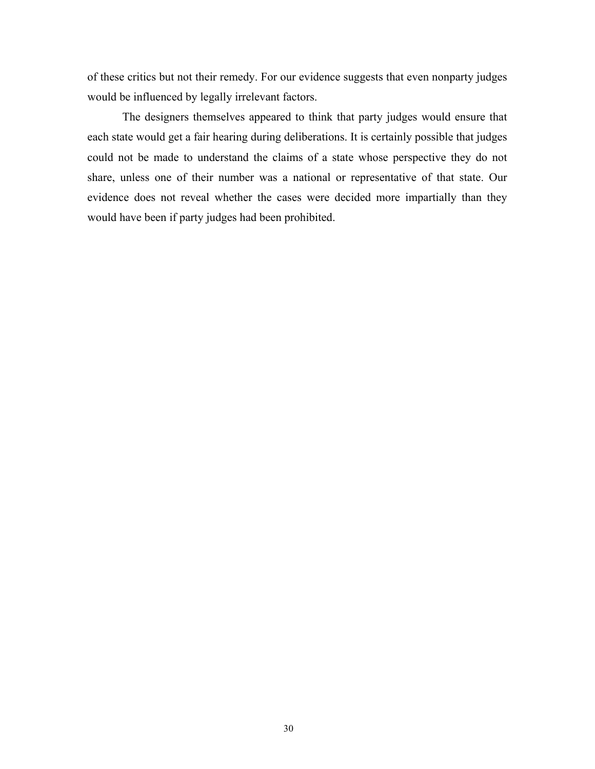of these critics but not their remedy. For our evidence suggests that even nonparty judges would be influenced by legally irrelevant factors.

The designers themselves appeared to think that party judges would ensure that each state would get a fair hearing during deliberations. It is certainly possible that judges could not be made to understand the claims of a state whose perspective they do not share, unless one of their number was a national or representative of that state. Our evidence does not reveal whether the cases were decided more impartially than they would have been if party judges had been prohibited.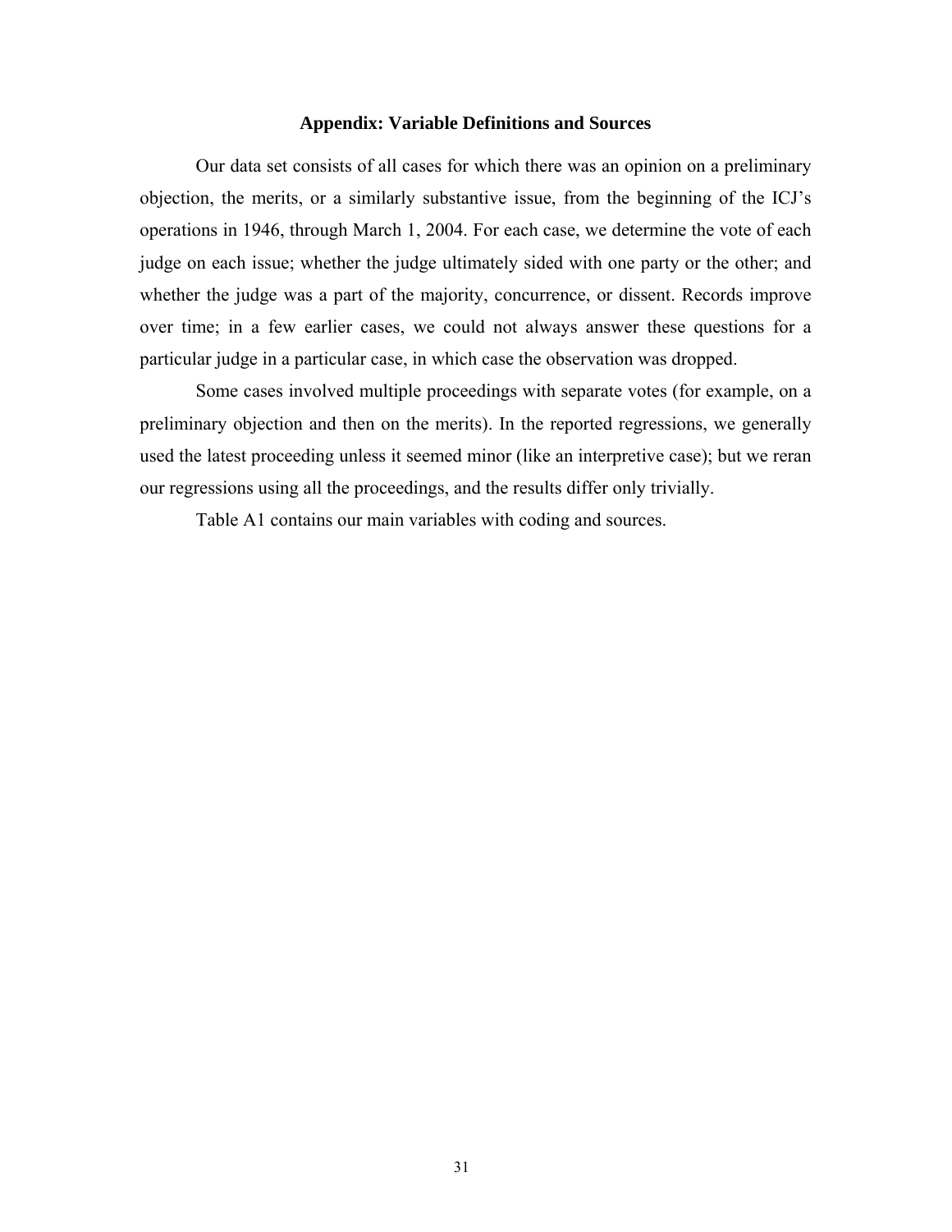## Appendix: Variable Definitions and Sources

Our data set consists of all cases for which there was an opinion on a preliminary objection, the merits, or a similarly substantive issue, from the beginning of the ICJ's operations in 1946, through March 1, 2004. For each case, we determine the vote of each judge on each issue; whether the judge ultimately sided with one party or the other; and whether the judge was a part of the majority, concurrence, or dissent. Records improve over time; in a few earlier cases, we could not always answer these questions for a particular judge in a particular case, in which case the observation was dropped.

Some cases involved multiple proceedings with separate votes (for example, on a preliminary objection and then on the merits). In the reported regressions, we generally used the latest proceeding unless it seemed minor (like an interpretive case); but we reran our regressions using all the proceedings, and the results differ only trivially.

Table A1 contains our main variables with coding and sources.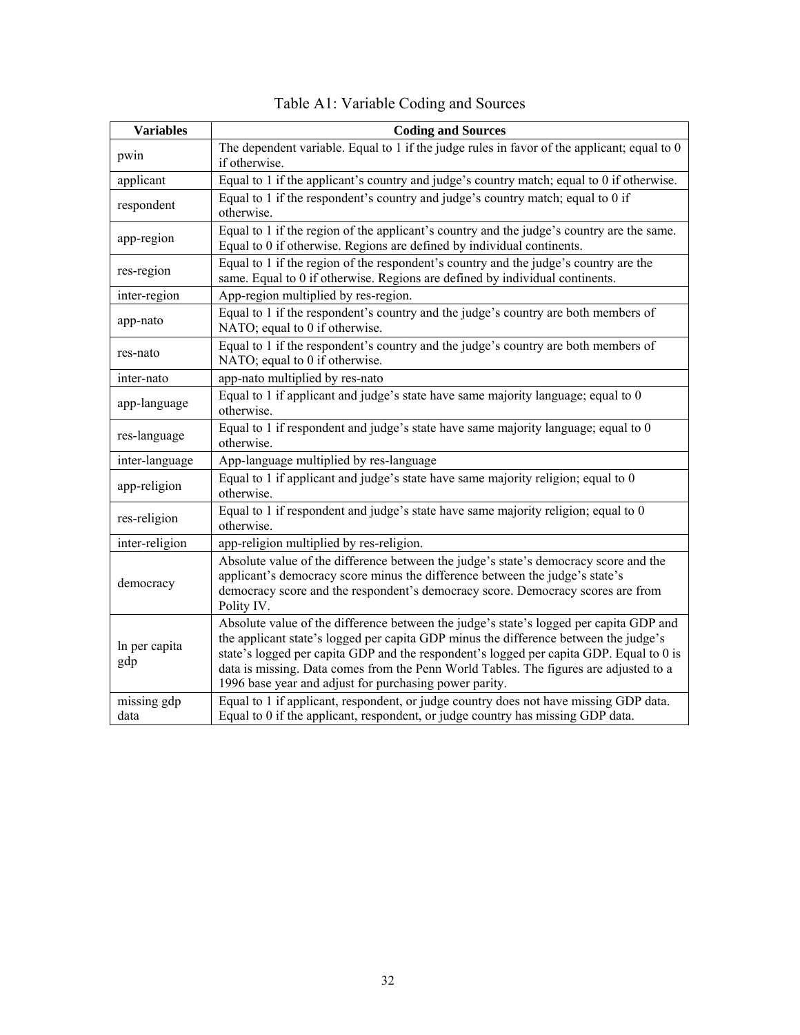# Table A1: Variable Coding and Sources

| Variables | Coding and Sources |
| --- | --- |
| pwin | The dependent variable. Equal to 1 if the judge rules in favor of the applicant; equal to 0 if otherwise. |
| applicant | Equal to 1 if the applicant's country and judge's country match; equal to 0 if otherwise. |
| respondent | Equal to 1 if the respondent's country and judge's country match; equal to 0 if otherwise. |
| app-region | Equal to 1 if the region of the applicant's country and the judge's country are the same. Equal to 0 if otherwise. Regions are defined by individual continents. |
| res-region | Equal to 1 if the region of the respondent's country and the judge's country are the same. Equal to 0 if otherwise. Regions are defined by individual continents. |
| inter-region | App-region multiplied by res-region. |
| app-nato | Equal to 1 if the respondent's country and the judge's country are both members of NATO; equal to 0 if otherwise. |
| res-nato | Equal to 1 if the respondent's country and the judge's country are both members of NATO; equal to 0 if otherwise. |
| inter-nato | app-nato multiplied by res-nato |
| app-language | Equal to 1 if applicant and judge's state have same majority language; equal to 0 otherwise. |
| res-language | Equal to 1 if respondent and judge's state have same majority language; equal to 0 otherwise. |
| inter-language | App-language multiplied by res-language |
| app-religion | Equal to 1 if applicant and judge's state have same majority religion; equal to 0 otherwise. |
| res-religion | Equal to 1 if respondent and judge's state have same majority religion; equal to 0 otherwise. |
| inter-religion | app-religion multiplied by res-religion. |
| democracy | Absolute value of the difference between the judge's state's democracy score and the applicant's democracy score minus the difference between the judge's state's democracy score and the respondent's democracy score. Democracy scores are from Polity IV. |
| ln per capita gdp | Absolute value of the difference between the judge's state's logged per capita GDP and the applicant state's logged per capita GDP minus the difference between the judge's state's logged per capita GDP and the respondent's logged per capita GDP. Equal to 0 is data is missing. Data comes from the Penn World Tables. The figures are adjusted to a 1996 base year and adjust for purchasing power parity. |
| missing gdp data | Equal to 1 if applicant, respondent, or judge country does not have missing GDP data. Equal to 0 if the applicant, respondent, or judge country has missing GDP data. |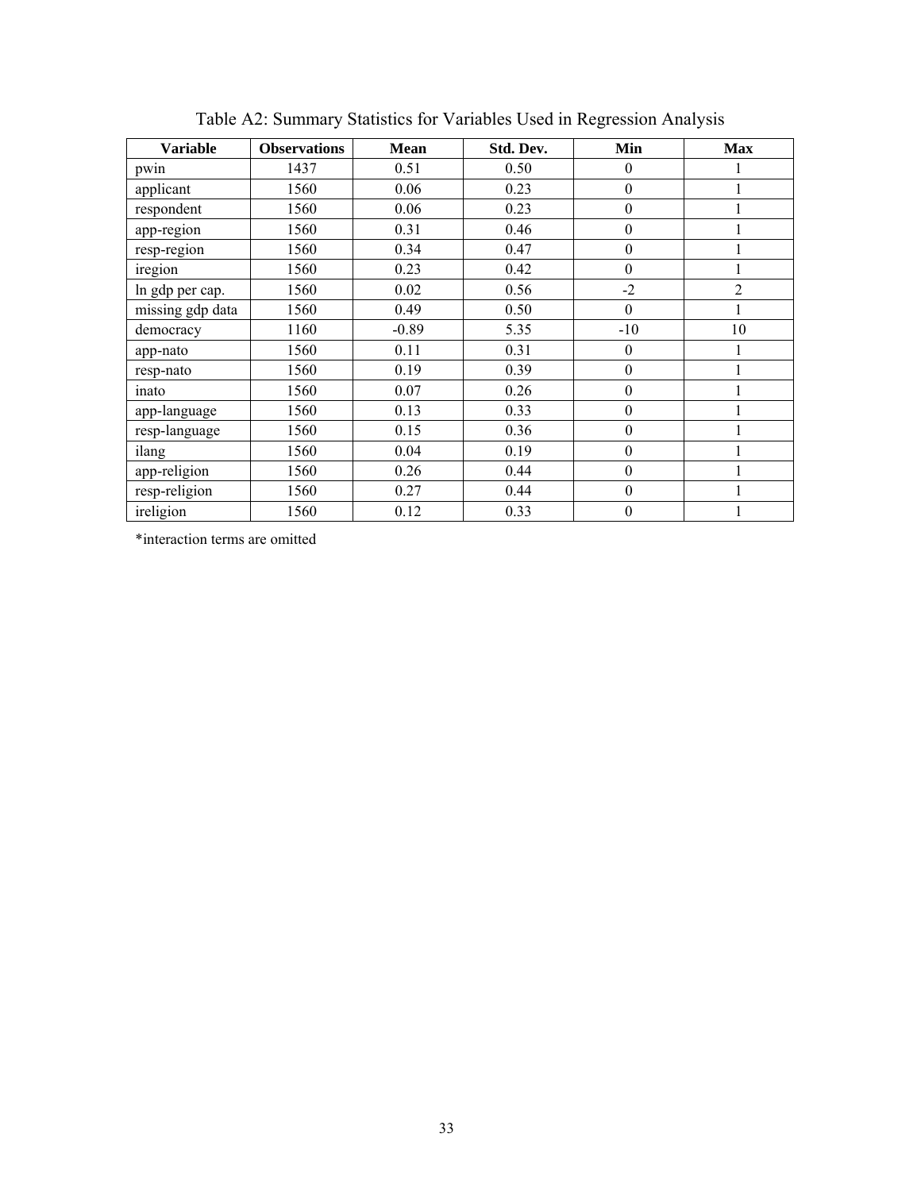Table A2: Summary Statistics for Variables Used in Regression Analysis

| Variable | Observations | Mean | Std. Dev. | Min | Max |
|---|---|---|---|---|---|
| pwin | 1437 | 0.51 | 0.50 | 0 | 1 |
| applicant | 1560 | 0.06 | 0.23 | 0 | 1 |
| respondent | 1560 | 0.06 | 0.23 | 0 | 1 |
| app-region | 1560 | 0.31 | 0.46 | 0 | 1 |
| resp-region | 1560 | 0.34 | 0.47 | 0 | 1 |
| iregion | 1560 | 0.23 | 0.42 | 0 | 1 |
| ln gdp per cap. | 1560 | 0.02 | 0.56 | -2 | 2 |
| missing gdp data | 1560 | 0.49 | 0.50 | 0 | 1 |
| democracy | 1160 | -0.89 | 5.35 | -10 | 10 |
| app-nato | 1560 | 0.11 | 0.31 | 0 | 1 |
| resp-nato | 1560 | 0.19 | 0.39 | 0 | 1 |
| inato | 1560 | 0.07 | 0.26 | 0 | 1 |
| app-language | 1560 | 0.13 | 0.33 | 0 | 1 |
| resp-language | 1560 | 0.15 | 0.36 | 0 | 1 |
| ilang | 1560 | 0.04 | 0.19 | 0 | 1 |
| app-religion | 1560 | 0.26 | 0.44 | 0 | 1 |
| resp-religion | 1560 | 0.27 | 0.44 | 0 | 1 |
| ireligion | 1560 | 0.12 | 0.33 | 0 | 1 |

*interaction terms are omitted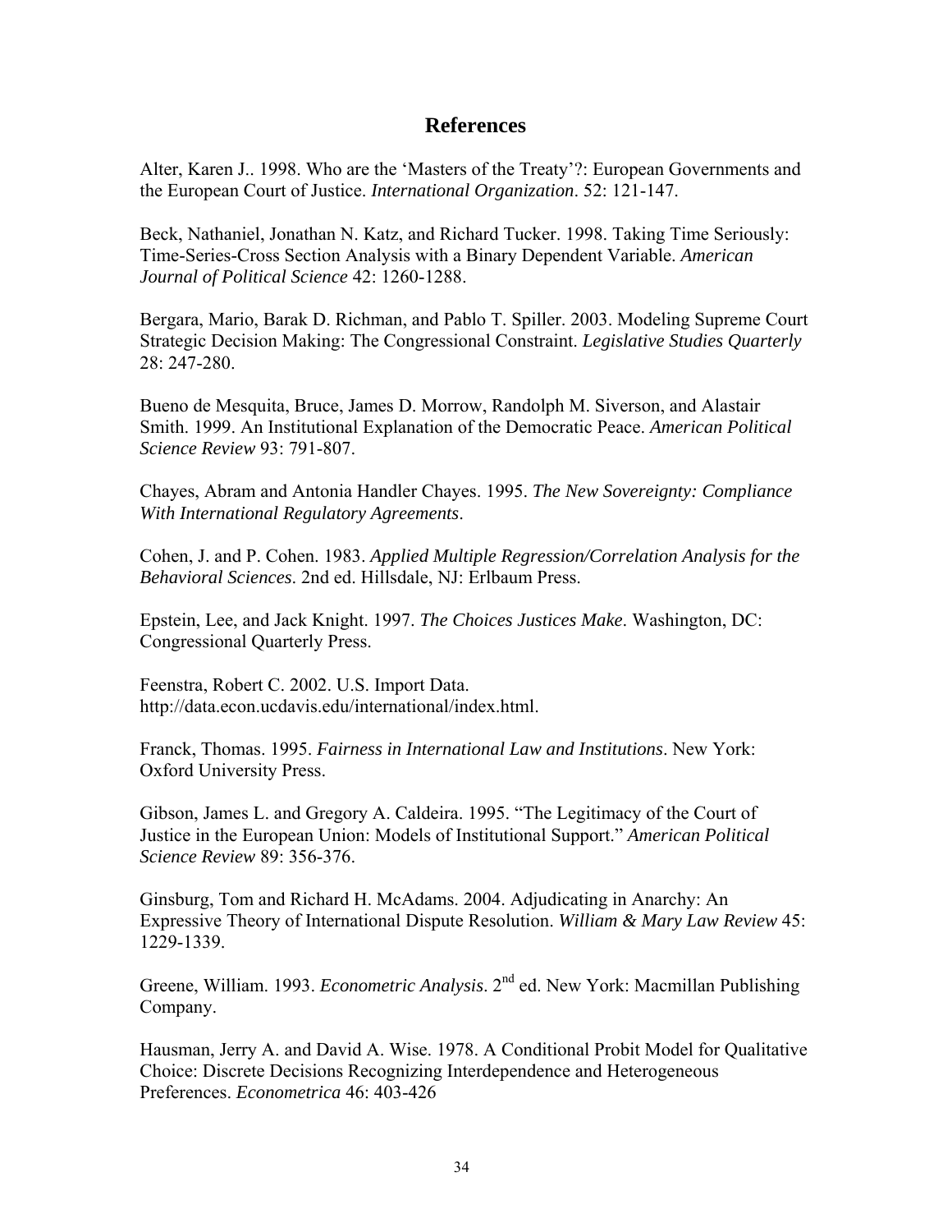# References

Alter, Karen J.. 1998. Who are the 'Masters of the Treaty'?: European Governments and the European Court of Justice. *International Organization*. 52: 121-147.

Beck, Nathaniel, Jonathan N. Katz, and Richard Tucker. 1998. Taking Time Seriously: Time-Series-Cross Section Analysis with a Binary Dependent Variable. *American Journal of Political Science* 42: 1260-1288.

Bergara, Mario, Barak D. Richman, and Pablo T. Spiller. 2003. Modeling Supreme Court Strategic Decision Making: The Congressional Constraint. *Legislative Studies Quarterly* 28: 247-280.

Bueno de Mesquita, Bruce, James D. Morrow, Randolph M. Siverson, and Alastair Smith. 1999. An Institutional Explanation of the Democratic Peace. *American Political Science Review* 93: 791-807.

Chayes, Abram and Antonia Handler Chayes. 1995. *The New Sovereignty: Compliance With International Regulatory Agreements*.

Cohen, J. and P. Cohen. 1983. *Applied Multiple Regression/Correlation Analysis for the Behavioral Sciences*. 2nd ed. Hillsdale, NJ: Erlbaum Press.

Epstein, Lee, and Jack Knight. 1997. *The Choices Justices Make*. Washington, DC: Congressional Quarterly Press.

Feenstra, Robert C. 2002. U.S. Import Data. http://data.econ.ucdavis.edu/international/index.html.

Franck, Thomas. 1995. *Fairness in International Law and Institutions*. New York: Oxford University Press.

Gibson, James L. and Gregory A. Caldeira. 1995. "The Legitimacy of the Court of Justice in the European Union: Models of Institutional Support." *American Political Science Review* 89: 356-376.

Ginsburg, Tom and Richard H. McAdams. 2004. Adjudicating in Anarchy: An Expressive Theory of International Dispute Resolution. *William & Mary Law Review* 45: 1229-1339.

Greene, William. 1993. *Econometric Analysis*. 2nd ed. New York: Macmillan Publishing Company.

Hausman, Jerry A. and David A. Wise. 1978. A Conditional Probit Model for Qualitative Choice: Discrete Decisions Recognizing Interdependence and Heterogeneous Preferences. *Econometrica* 46: 403-426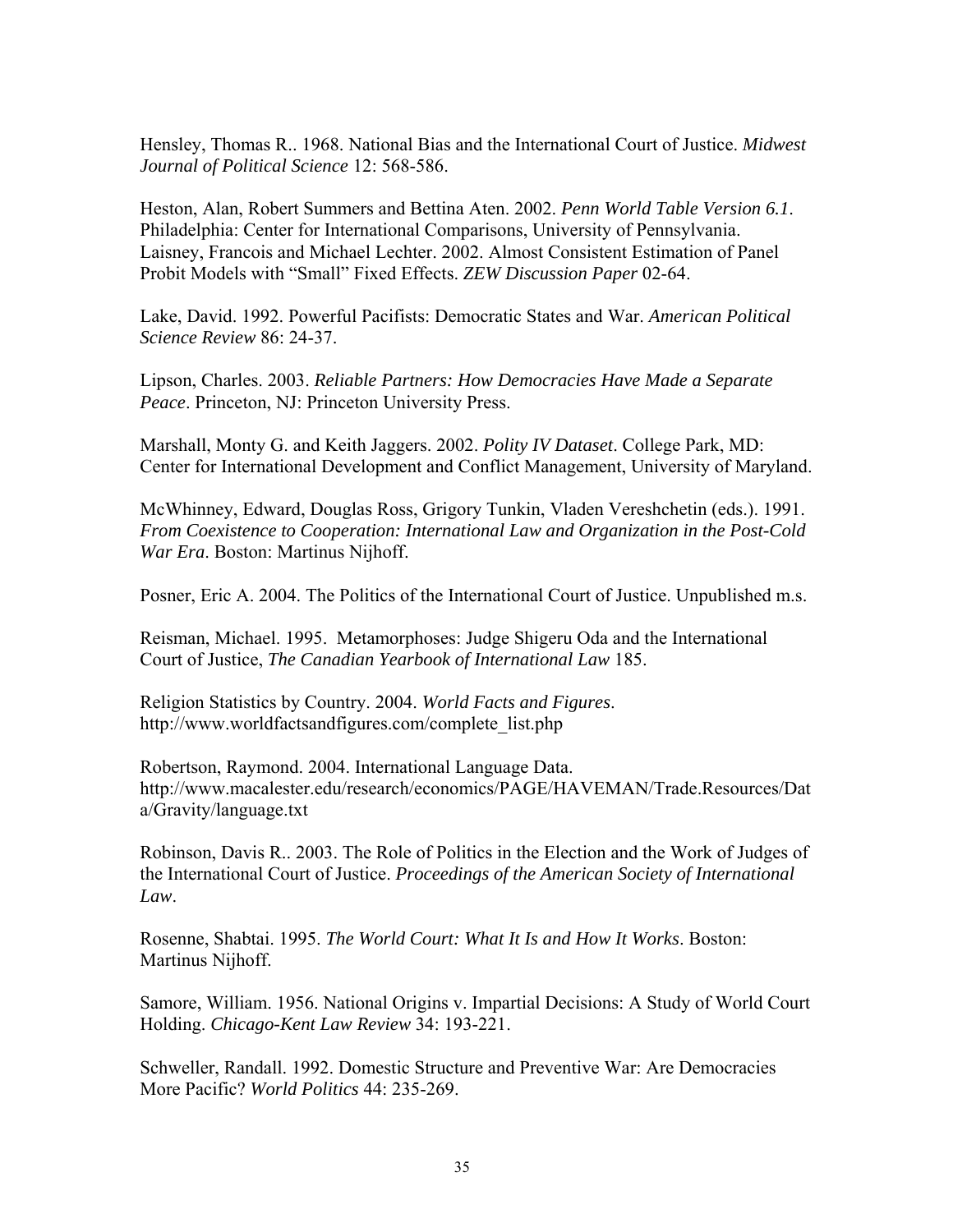Hensley, Thomas R.. 1968. National Bias and the International Court of Justice. *Midwest Journal of Political Science* 12: 568-586.

Heston, Alan, Robert Summers and Bettina Aten. 2002. *Penn World Table Version 6.1*. Philadelphia: Center for International Comparisons, University of Pennsylvania.
Laisney, Francois and Michael Lechter. 2002. Almost Consistent Estimation of Panel Probit Models with "Small" Fixed Effects. *ZEW Discussion Paper* 02-64.

Lake, David. 1992. Powerful Pacifists: Democratic States and War. *American Political Science Review* 86: 24-37.

Lipson, Charles. 2003. *Reliable Partners: How Democracies Have Made a Separate Peace*. Princeton, NJ: Princeton University Press.

Marshall, Monty G. and Keith Jaggers. 2002. *Polity IV Dataset*. College Park, MD: Center for International Development and Conflict Management, University of Maryland.

McWhinney, Edward, Douglas Ross, Grigory Tunkin, Vladen Vereshchetin (eds.). 1991. *From Coexistence to Cooperation: International Law and Organization in the Post-Cold War Era*. Boston: Martinus Nijhoff.

Posner, Eric A. 2004. The Politics of the International Court of Justice. Unpublished m.s.

Reisman, Michael. 1995. Metamorphoses: Judge Shigeru Oda and the International Court of Justice, *The Canadian Yearbook of International Law* 185.

Religion Statistics by Country. 2004. *World Facts and Figures*. http://www.worldfactsandfigures.com/complete_list.php

Robertson, Raymond. 2004. International Language Data. http://www.macalester.edu/research/economics/PAGE/HAVEMAN/Trade.Resources/Data/Gravity/language.txt

Robinson, Davis R.. 2003. The Role of Politics in the Election and the Work of Judges of the International Court of Justice. *Proceedings of the American Society of International Law*.

Rosenne, Shabtai. 1995. *The World Court: What It Is and How It Works*. Boston: Martinus Nijhoff.

Samore, William. 1956. National Origins v. Impartial Decisions: A Study of World Court Holding. *Chicago-Kent Law Review* 34: 193-221.

Schweller, Randall. 1992. Domestic Structure and Preventive War: Are Democracies More Pacific? *World Politics* 44: 235-269.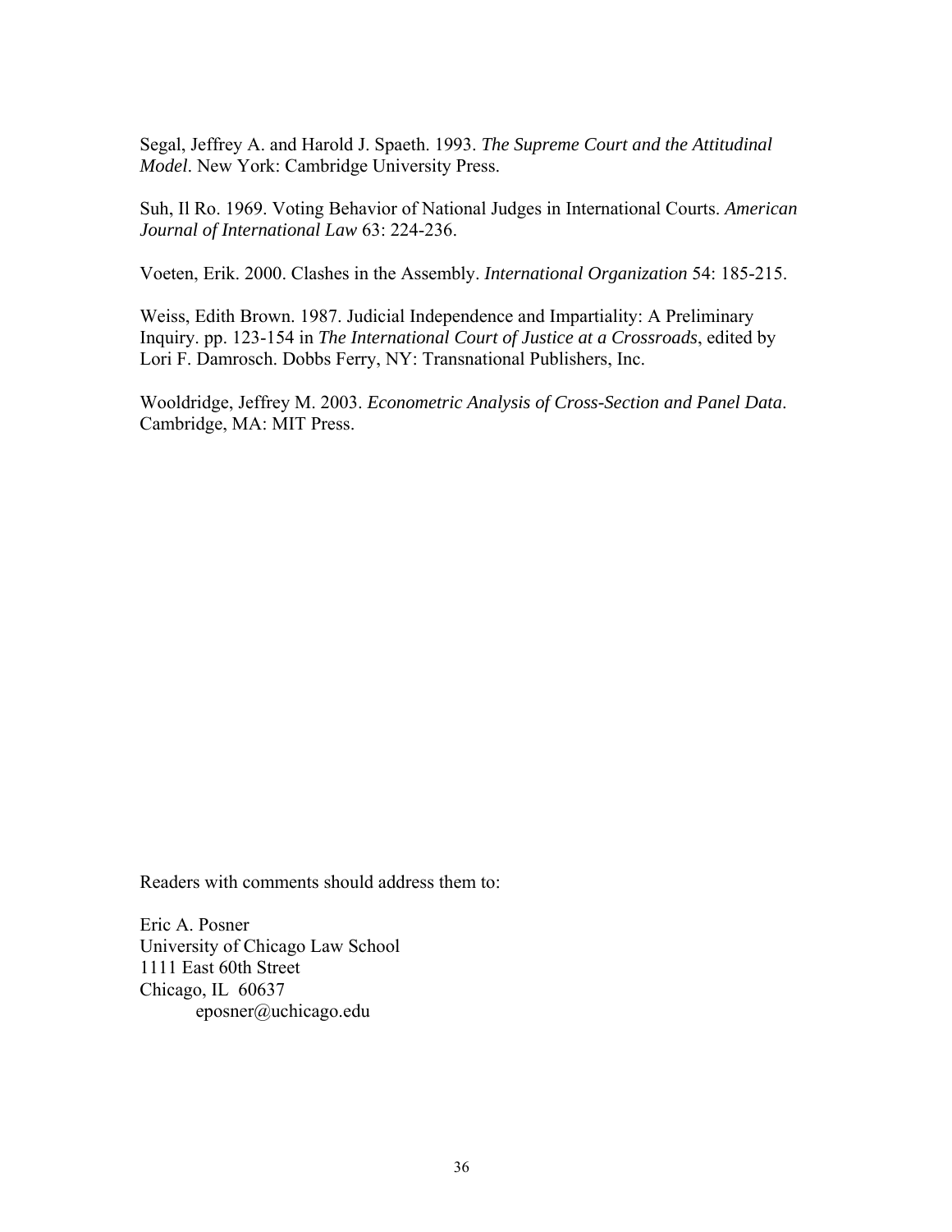Segal, Jeffrey A. and Harold J. Spaeth. 1993. *The Supreme Court and the Attitudinal Model*. New York: Cambridge University Press.

Suh, Il Ro. 1969. Voting Behavior of National Judges in International Courts. *American Journal of International Law* 63: 224-236.

Voeten, Erik. 2000. Clashes in the Assembly. *International Organization* 54: 185-215.

Weiss, Edith Brown. 1987. Judicial Independence and Impartiality: A Preliminary Inquiry. pp. 123-154 in *The International Court of Justice at a Crossroads*, edited by Lori F. Damrosch. Dobbs Ferry, NY: Transnational Publishers, Inc.

Wooldridge, Jeffrey M. 2003. *Econometric Analysis of Cross-Section and Panel Data*. Cambridge, MA: MIT Press.

Readers with comments should address them to:

Eric A. Posner
University of Chicago Law School
1111 East 60th Street
Chicago, IL 60637
eposner@uchicago.edu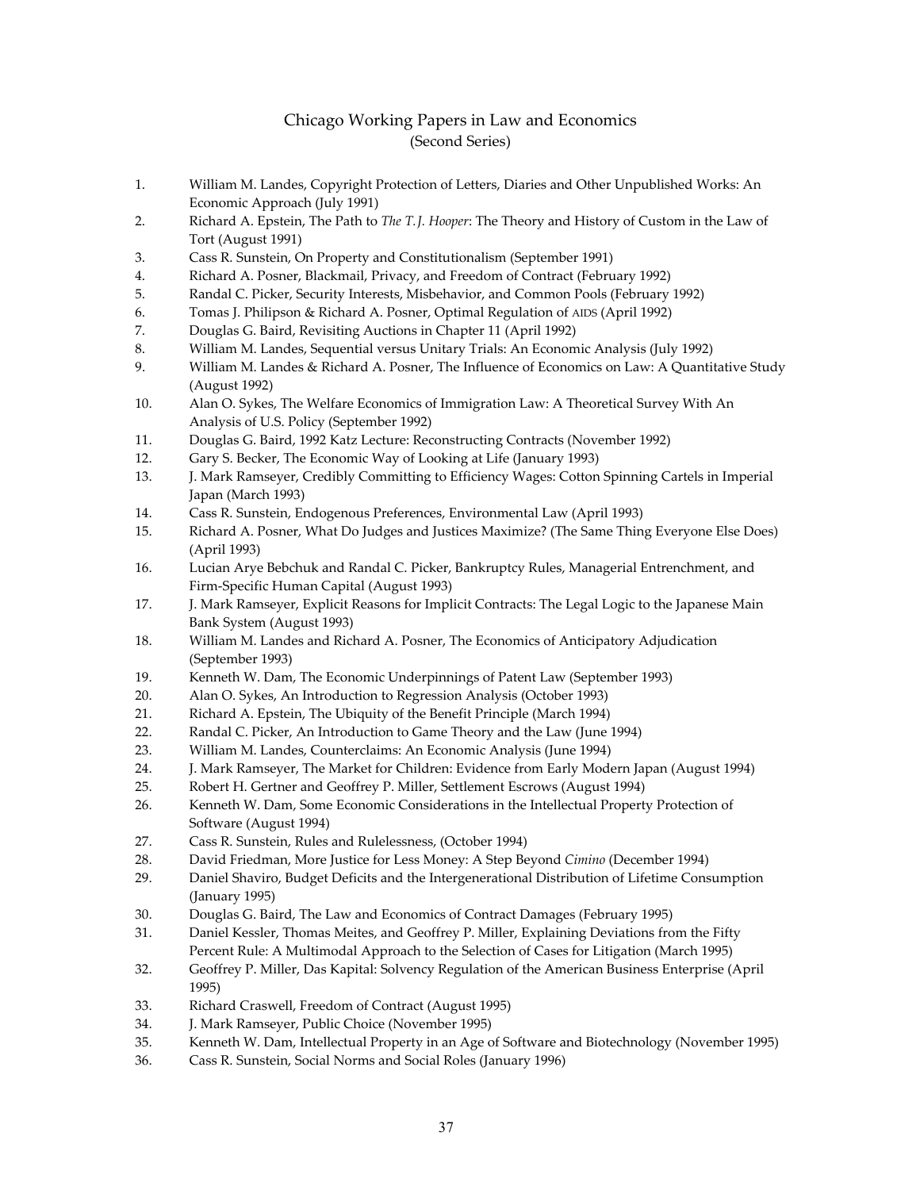# Chicago Working Papers in Law and Economics
(Second Series)

1. William M. Landes, Copyright Protection of Letters, Diaries and Other Unpublished Works: An Economic Approach (July 1991)
2. Richard A. Epstein, The Path to *The T. J. Hooper*: The Theory and History of Custom in the Law of Tort (August 1991)
3. Cass R. Sunstein, On Property and Constitutionalism (September 1991)
4. Richard A. Posner, Blackmail, Privacy, and Freedom of Contract (February 1992)
5. Randal C. Picker, Security Interests, Misbehavior, and Common Pools (February 1992)
6. Tomas J. Philipson & Richard A. Posner, Optimal Regulation of AIDS (April 1992)
7. Douglas G. Baird, Revisiting Auctions in Chapter 11 (April 1992)
8. William M. Landes, Sequential versus Unitary Trials: An Economic Analysis (July 1992)
9. William M. Landes & Richard A. Posner, The Influence of Economics on Law: A Quantitative Study (August 1992)
10. Alan O. Sykes, The Welfare Economics of Immigration Law: A Theoretical Survey With An Analysis of U.S. Policy (September 1992)
11. Douglas G. Baird, 1992 Katz Lecture: Reconstructing Contracts (November 1992)
12. Gary S. Becker, The Economic Way of Looking at Life (January 1993)
13. J. Mark Ramseyer, Credibly Committing to Efficiency Wages: Cotton Spinning Cartels in Imperial Japan (March 1993)
14. Cass R. Sunstein, Endogenous Preferences, Environmental Law (April 1993)
15. Richard A. Posner, What Do Judges and Justices Maximize? (The Same Thing Everyone Else Does) (April 1993)
16. Lucian Arye Bebchuk and Randal C. Picker, Bankruptcy Rules, Managerial Entrenchment, and Firm-Specific Human Capital (August 1993)
17. J. Mark Ramseyer, Explicit Reasons for Implicit Contracts: The Legal Logic to the Japanese Main Bank System (August 1993)
18. William M. Landes and Richard A. Posner, The Economics of Anticipatory Adjudication (September 1993)
19. Kenneth W. Dam, The Economic Underpinnings of Patent Law (September 1993)
20. Alan O. Sykes, An Introduction to Regression Analysis (October 1993)
21. Richard A. Epstein, The Ubiquity of the Benefit Principle (March 1994)
22. Randal C. Picker, An Introduction to Game Theory and the Law (June 1994)
23. William M. Landes, Counterclaims: An Economic Analysis (June 1994)
24. J. Mark Ramseyer, The Market for Children: Evidence from Early Modern Japan (August 1994)
25. Robert H. Gertner and Geoffrey P. Miller, Settlement Escrows (August 1994)
26. Kenneth W. Dam, Some Economic Considerations in the Intellectual Property Protection of Software (August 1994)
27. Cass R. Sunstein, Rules and Rulelessness, (October 1994)
28. David Friedman, More Justice for Less Money: A Step Beyond *Cimino* (December 1994)
29. Daniel Shaviro, Budget Deficits and the Intergenerational Distribution of Lifetime Consumption (January 1995)
30. Douglas G. Baird, The Law and Economics of Contract Damages (February 1995)
31. Daniel Kessler, Thomas Meites, and Geoffrey P. Miller, Explaining Deviations from the Fifty Percent Rule: A Multimodal Approach to the Selection of Cases for Litigation (March 1995)
32. Geoffrey P. Miller, Das Kapital: Solvency Regulation of the American Business Enterprise (April 1995)
33. Richard Craswell, Freedom of Contract (August 1995)
34. J. Mark Ramseyer, Public Choice (November 1995)
35. Kenneth W. Dam, Intellectual Property in an Age of Software and Biotechnology (November 1995)
36. Cass R. Sunstein, Social Norms and Social Roles (January 1996)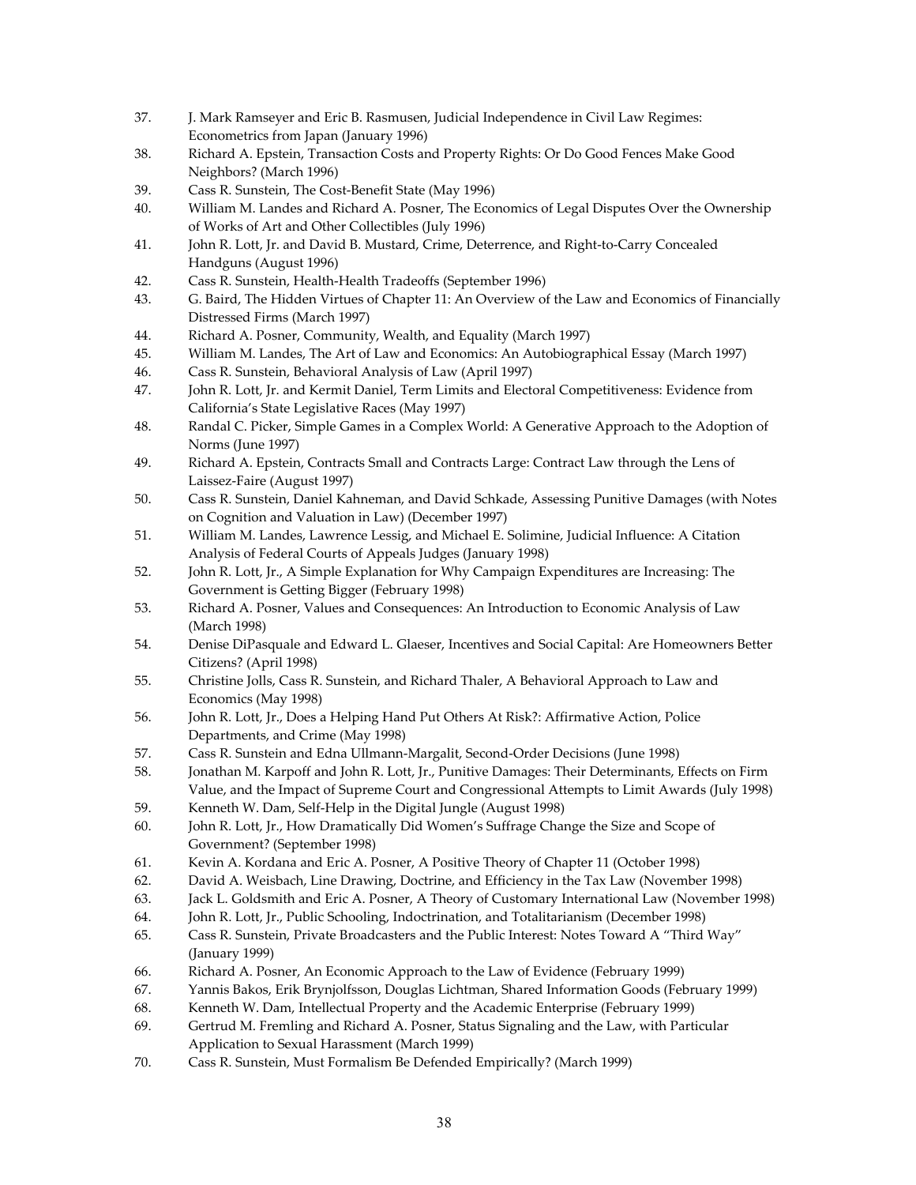37. J. Mark Ramseyer and Eric B. Rasmusen, Judicial Independence in Civil Law Regimes: Econometrics from Japan (January 1996)
38. Richard A. Epstein, Transaction Costs and Property Rights: Or Do Good Fences Make Good Neighbors? (March 1996)
39. Cass R. Sunstein, The Cost-Benefit State (May 1996)
40. William M. Landes and Richard A. Posner, The Economics of Legal Disputes Over the Ownership of Works of Art and Other Collectibles (July 1996)
41. John R. Lott, Jr. and David B. Mustard, Crime, Deterrence, and Right-to-Carry Concealed Handguns (August 1996)
42. Cass R. Sunstein, Health-Health Tradeoffs (September 1996)
43. G. Baird, The Hidden Virtues of Chapter 11: An Overview of the Law and Economics of Financially Distressed Firms (March 1997)
44. Richard A. Posner, Community, Wealth, and Equality (March 1997)
45. William M. Landes, The Art of Law and Economics: An Autobiographical Essay (March 1997)
46. Cass R. Sunstein, Behavioral Analysis of Law (April 1997)
47. John R. Lott, Jr. and Kermit Daniel, Term Limits and Electoral Competitiveness: Evidence from California's State Legislative Races (May 1997)
48. Randal C. Picker, Simple Games in a Complex World: A Generative Approach to the Adoption of Norms (June 1997)
49. Richard A. Epstein, Contracts Small and Contracts Large: Contract Law through the Lens of Laissez-Faire (August 1997)
50. Cass R. Sunstein, Daniel Kahneman, and David Schkade, Assessing Punitive Damages (with Notes on Cognition and Valuation in Law) (December 1997)
51. William M. Landes, Lawrence Lessig, and Michael E. Solimine, Judicial Influence: A Citation Analysis of Federal Courts of Appeals Judges (January 1998)
52. John R. Lott, Jr., A Simple Explanation for Why Campaign Expenditures are Increasing: The Government is Getting Bigger (February 1998)
53. Richard A. Posner, Values and Consequences: An Introduction to Economic Analysis of Law (March 1998)
54. Denise DiPasquale and Edward L. Glaeser, Incentives and Social Capital: Are Homeowners Better Citizens? (April 1998)
55. Christine Jolls, Cass R. Sunstein, and Richard Thaler, A Behavioral Approach to Law and Economics (May 1998)
56. John R. Lott, Jr., Does a Helping Hand Put Others At Risk?: Affirmative Action, Police Departments, and Crime (May 1998)
57. Cass R. Sunstein and Edna Ullmann-Margalit, Second-Order Decisions (June 1998)
58. Jonathan M. Karpoff and John R. Lott, Jr., Punitive Damages: Their Determinants, Effects on Firm Value, and the Impact of Supreme Court and Congressional Attempts to Limit Awards (July 1998)
59. Kenneth W. Dam, Self-Help in the Digital Jungle (August 1998)
60. John R. Lott, Jr., How Dramatically Did Women's Suffrage Change the Size and Scope of Government? (September 1998)
61. Kevin A. Kordana and Eric A. Posner, A Positive Theory of Chapter 11 (October 1998)
62. David A. Weisbach, Line Drawing, Doctrine, and Efficiency in the Tax Law (November 1998)
63. Jack L. Goldsmith and Eric A. Posner, A Theory of Customary International Law (November 1998)
64. John R. Lott, Jr., Public Schooling, Indoctrination, and Totalitarianism (December 1998)
65. Cass R. Sunstein, Private Broadcasters and the Public Interest: Notes Toward A "Third Way" (January 1999)
66. Richard A. Posner, An Economic Approach to the Law of Evidence (February 1999)
67. Yannis Bakos, Erik Brynjolfsson, Douglas Lichtman, Shared Information Goods (February 1999)
68. Kenneth W. Dam, Intellectual Property and the Academic Enterprise (February 1999)
69. Gertrud M. Fremling and Richard A. Posner, Status Signaling and the Law, with Particular Application to Sexual Harassment (March 1999)
70. Cass R. Sunstein, Must Formalism Be Defended Empirically? (March 1999)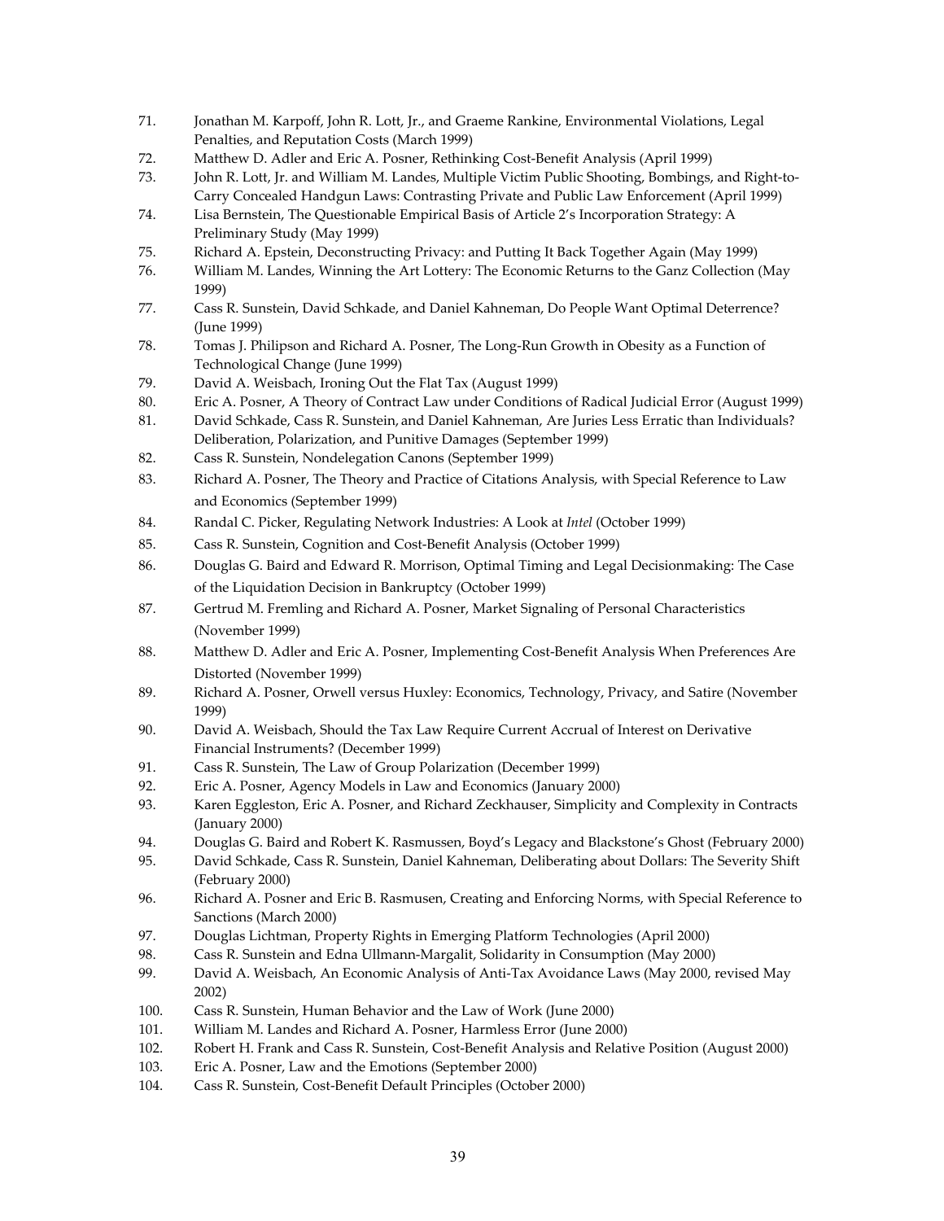71. Jonathan M. Karpoff, John R. Lott, Jr., and Graeme Rankine, Environmental Violations, Legal Penalties, and Reputation Costs (March 1999)
72. Matthew D. Adler and Eric A. Posner, Rethinking Cost-Benefit Analysis (April 1999)
73. John R. Lott, Jr. and William M. Landes, Multiple Victim Public Shooting, Bombings, and Right-to-Carry Concealed Handgun Laws: Contrasting Private and Public Law Enforcement (April 1999)
74. Lisa Bernstein, The Questionable Empirical Basis of Article 2's Incorporation Strategy: A Preliminary Study (May 1999)
75. Richard A. Epstein, Deconstructing Privacy: and Putting It Back Together Again (May 1999)
76. William M. Landes, Winning the Art Lottery: The Economic Returns to the Ganz Collection (May 1999)
77. Cass R. Sunstein, David Schkade, and Daniel Kahneman, Do People Want Optimal Deterrence? (June 1999)
78. Tomas J. Philipson and Richard A. Posner, The Long-Run Growth in Obesity as a Function of Technological Change (June 1999)
79. David A. Weisbach, Ironing Out the Flat Tax (August 1999)
80. Eric A. Posner, A Theory of Contract Law under Conditions of Radical Judicial Error (August 1999)
81. David Schkade, Cass R. Sunstein, and Daniel Kahneman, Are Juries Less Erratic than Individuals? Deliberation, Polarization, and Punitive Damages (September 1999)
82. Cass R. Sunstein, Nondelegation Canons (September 1999)
83. Richard A. Posner, The Theory and Practice of Citations Analysis, with Special Reference to Law and Economics (September 1999)
84. Randal C. Picker, Regulating Network Industries: A Look at *Intel* (October 1999)
85. Cass R. Sunstein, Cognition and Cost-Benefit Analysis (October 1999)
86. Douglas G. Baird and Edward R. Morrison, Optimal Timing and Legal Decisionmaking: The Case of the Liquidation Decision in Bankruptcy (October 1999)
87. Gertrud M. Fremling and Richard A. Posner, Market Signaling of Personal Characteristics (November 1999)
88. Matthew D. Adler and Eric A. Posner, Implementing Cost-Benefit Analysis When Preferences Are Distorted (November 1999)
89. Richard A. Posner, Orwell versus Huxley: Economics, Technology, Privacy, and Satire (November 1999)
90. David A. Weisbach, Should the Tax Law Require Current Accrual of Interest on Derivative Financial Instruments? (December 1999)
91. Cass R. Sunstein, The Law of Group Polarization (December 1999)
92. Eric A. Posner, Agency Models in Law and Economics (January 2000)
93. Karen Eggleston, Eric A. Posner, and Richard Zeckhauser, Simplicity and Complexity in Contracts (January 2000)
94. Douglas G. Baird and Robert K. Rasmussen, Boyd's Legacy and Blackstone's Ghost (February 2000)
95. David Schkade, Cass R. Sunstein, Daniel Kahneman, Deliberating about Dollars: The Severity Shift (February 2000)
96. Richard A. Posner and Eric B. Rasmusen, Creating and Enforcing Norms, with Special Reference to Sanctions (March 2000)
97. Douglas Lichtman, Property Rights in Emerging Platform Technologies (April 2000)
98. Cass R. Sunstein and Edna Ullmann-Margalit, Solidarity in Consumption (May 2000)
99. David A. Weisbach, An Economic Analysis of Anti-Tax Avoidance Laws (May 2000, revised May 2002)
100. Cass R. Sunstein, Human Behavior and the Law of Work (June 2000)
101. William M. Landes and Richard A. Posner, Harmless Error (June 2000)
102. Robert H. Frank and Cass R. Sunstein, Cost-Benefit Analysis and Relative Position (August 2000)
103. Eric A. Posner, Law and the Emotions (September 2000)
104. Cass R. Sunstein, Cost-Benefit Default Principles (October 2000)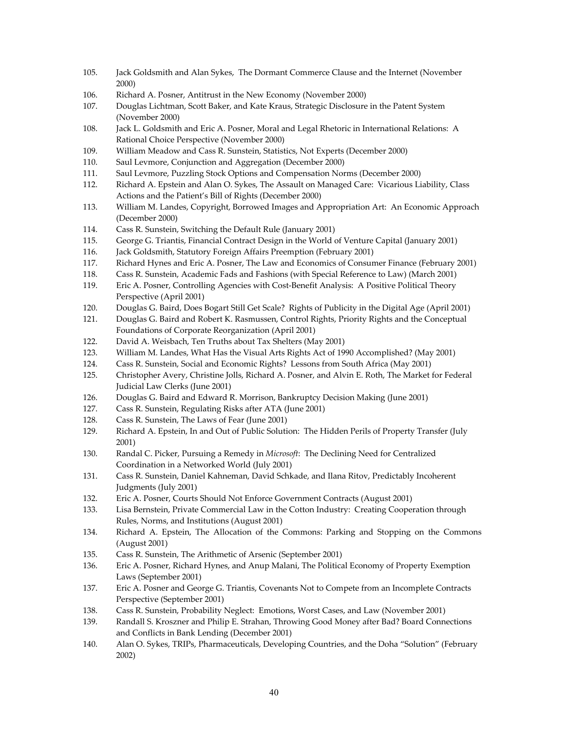105. Jack Goldsmith and Alan Sykes, The Dormant Commerce Clause and the Internet (November 2000)
106. Richard A. Posner, Antitrust in the New Economy (November 2000)
107. Douglas Lichtman, Scott Baker, and Kate Kraus, Strategic Disclosure in the Patent System (November 2000)
108. Jack L. Goldsmith and Eric A. Posner, Moral and Legal Rhetoric in International Relations: A Rational Choice Perspective (November 2000)
109. William Meadow and Cass R. Sunstein, Statistics, Not Experts (December 2000)
110. Saul Levmore, Conjunction and Aggregation (December 2000)
111. Saul Levmore, Puzzling Stock Options and Compensation Norms (December 2000)
112. Richard A. Epstein and Alan O. Sykes, The Assault on Managed Care: Vicarious Liability, Class Actions and the Patient's Bill of Rights (December 2000)
113. William M. Landes, Copyright, Borrowed Images and Appropriation Art: An Economic Approach (December 2000)
114. Cass R. Sunstein, Switching the Default Rule (January 2001)
115. George G. Triantis, Financial Contract Design in the World of Venture Capital (January 2001)
116. Jack Goldsmith, Statutory Foreign Affairs Preemption (February 2001)
117. Richard Hynes and Eric A. Posner, The Law and Economics of Consumer Finance (February 2001)
118. Cass R. Sunstein, Academic Fads and Fashions (with Special Reference to Law) (March 2001)
119. Eric A. Posner, Controlling Agencies with Cost-Benefit Analysis: A Positive Political Theory Perspective (April 2001)
120. Douglas G. Baird, Does Bogart Still Get Scale? Rights of Publicity in the Digital Age (April 2001)
121. Douglas G. Baird and Robert K. Rasmussen, Control Rights, Priority Rights and the Conceptual Foundations of Corporate Reorganization (April 2001)
122. David A. Weisbach, Ten Truths about Tax Shelters (May 2001)
123. William M. Landes, What Has the Visual Arts Rights Act of 1990 Accomplished? (May 2001)
124. Cass R. Sunstein, Social and Economic Rights? Lessons from South Africa (May 2001)
125. Christopher Avery, Christine Jolls, Richard A. Posner, and Alvin E. Roth, The Market for Federal Judicial Law Clerks (June 2001)
126. Douglas G. Baird and Edward R. Morrison, Bankruptcy Decision Making (June 2001)
127. Cass R. Sunstein, Regulating Risks after ATA (June 2001)
128. Cass R. Sunstein, The Laws of Fear (June 2001)
129. Richard A. Epstein, In and Out of Public Solution: The Hidden Perils of Property Transfer (July 2001)
130. Randal C. Picker, Pursuing a Remedy in *Microsoft*: The Declining Need for Centralized Coordination in a Networked World (July 2001)
131. Cass R. Sunstein, Daniel Kahneman, David Schkade, and Ilana Ritov, Predictably Incoherent Judgments (July 2001)
132. Eric A. Posner, Courts Should Not Enforce Government Contracts (August 2001)
133. Lisa Bernstein, Private Commercial Law in the Cotton Industry: Creating Cooperation through Rules, Norms, and Institutions (August 2001)
134. Richard A. Epstein, The Allocation of the Commons: Parking and Stopping on the Commons (August 2001)
135. Cass R. Sunstein, The Arithmetic of Arsenic (September 2001)
136. Eric A. Posner, Richard Hynes, and Anup Malani, The Political Economy of Property Exemption Laws (September 2001)
137. Eric A. Posner and George G. Triantis, Covenants Not to Compete from an Incomplete Contracts Perspective (September 2001)
138. Cass R. Sunstein, Probability Neglect: Emotions, Worst Cases, and Law (November 2001)
139. Randall S. Kroszner and Philip E. Strahan, Throwing Good Money after Bad? Board Connections and Conflicts in Bank Lending (December 2001)
140. Alan O. Sykes, TRIPs, Pharmaceuticals, Developing Countries, and the Doha "Solution" (February 2002)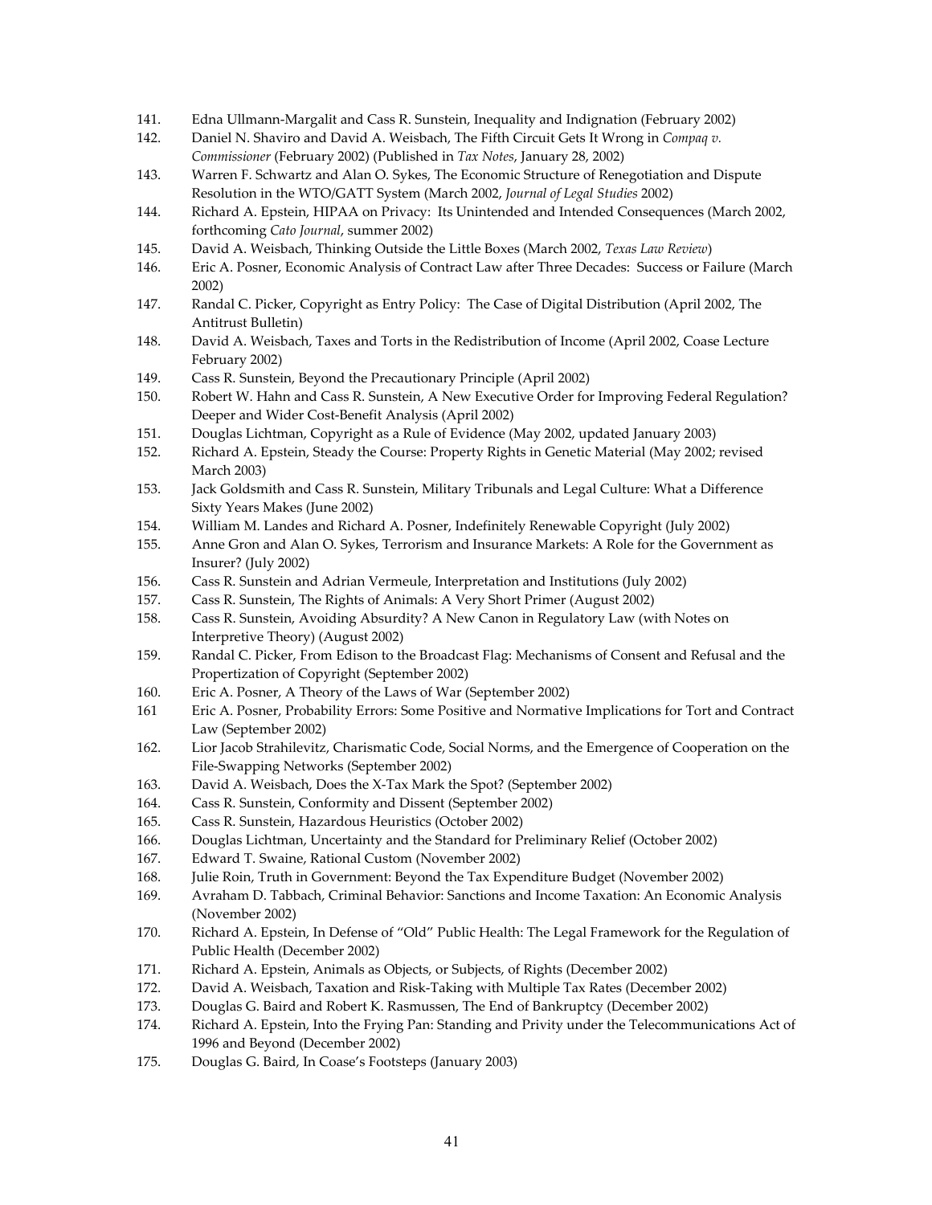141. Edna Ullmann-Margalit and Cass R. Sunstein, Inequality and Indignation (February 2002)
142. Daniel N. Shaviro and David A. Weisbach, The Fifth Circuit Gets It Wrong in *Compaq v. Commissioner* (February 2002) (Published in *Tax Notes*, January 28, 2002)
143. Warren F. Schwartz and Alan O. Sykes, The Economic Structure of Renegotiation and Dispute Resolution in the WTO/GATT System (March 2002, *Journal of Legal Studies* 2002)
144. Richard A. Epstein, HIPAA on Privacy: Its Unintended and Intended Consequences (March 2002, forthcoming *Cato Journal*, summer 2002)
145. David A. Weisbach, Thinking Outside the Little Boxes (March 2002, *Texas Law Review*)
146. Eric A. Posner, Economic Analysis of Contract Law after Three Decades: Success or Failure (March 2002)
147. Randal C. Picker, Copyright as Entry Policy: The Case of Digital Distribution (April 2002, The Antitrust Bulletin)
148. David A. Weisbach, Taxes and Torts in the Redistribution of Income (April 2002, Coase Lecture February 2002)
149. Cass R. Sunstein, Beyond the Precautionary Principle (April 2002)
150. Robert W. Hahn and Cass R. Sunstein, A New Executive Order for Improving Federal Regulation? Deeper and Wider Cost-Benefit Analysis (April 2002)
151. Douglas Lichtman, Copyright as a Rule of Evidence (May 2002, updated January 2003)
152. Richard A. Epstein, Steady the Course: Property Rights in Genetic Material (May 2002; revised March 2003)
153. Jack Goldsmith and Cass R. Sunstein, Military Tribunals and Legal Culture: What a Difference Sixty Years Makes (June 2002)
154. William M. Landes and Richard A. Posner, Indefinitely Renewable Copyright (July 2002)
155. Anne Gron and Alan O. Sykes, Terrorism and Insurance Markets: A Role for the Government as Insurer? (July 2002)
156. Cass R. Sunstein and Adrian Vermeule, Interpretation and Institutions (July 2002)
157. Cass R. Sunstein, The Rights of Animals: A Very Short Primer (August 2002)
158. Cass R. Sunstein, Avoiding Absurdity? A New Canon in Regulatory Law (with Notes on Interpretive Theory) (August 2002)
159. Randal C. Picker, From Edison to the Broadcast Flag: Mechanisms of Consent and Refusal and the Propertization of Copyright (September 2002)
160. Eric A. Posner, A Theory of the Laws of War (September 2002)
161 Eric A. Posner, Probability Errors: Some Positive and Normative Implications for Tort and Contract Law (September 2002)
162. Lior Jacob Strahilevitz, Charismatic Code, Social Norms, and the Emergence of Cooperation on the File-Swapping Networks (September 2002)
163. David A. Weisbach, Does the X-Tax Mark the Spot? (September 2002)
164. Cass R. Sunstein, Conformity and Dissent (September 2002)
165. Cass R. Sunstein, Hazardous Heuristics (October 2002)
166. Douglas Lichtman, Uncertainty and the Standard for Preliminary Relief (October 2002)
167. Edward T. Swaine, Rational Custom (November 2002)
168. Julie Roin, Truth in Government: Beyond the Tax Expenditure Budget (November 2002)
169. Avraham D. Tabbach, Criminal Behavior: Sanctions and Income Taxation: An Economic Analysis (November 2002)
170. Richard A. Epstein, In Defense of "Old" Public Health: The Legal Framework for the Regulation of Public Health (December 2002)
171. Richard A. Epstein, Animals as Objects, or Subjects, of Rights (December 2002)
172. David A. Weisbach, Taxation and Risk-Taking with Multiple Tax Rates (December 2002)
173. Douglas G. Baird and Robert K. Rasmussen, The End of Bankruptcy (December 2002)
174. Richard A. Epstein, Into the Frying Pan: Standing and Privity under the Telecommunications Act of 1996 and Beyond (December 2002)
175. Douglas G. Baird, In Coase's Footsteps (January 2003)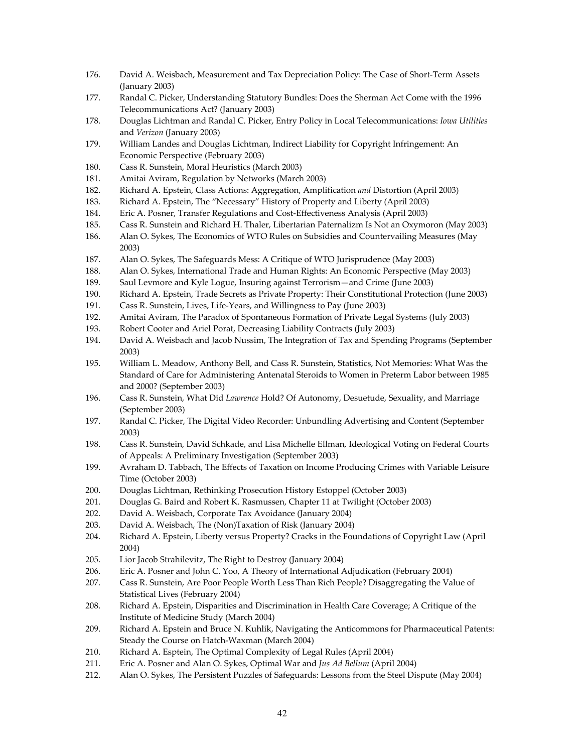176. David A. Weisbach, Measurement and Tax Depreciation Policy: The Case of Short-Term Assets (January 2003)
177. Randal C. Picker, Understanding Statutory Bundles: Does the Sherman Act Come with the 1996 Telecommunications Act? (January 2003)
178. Douglas Lichtman and Randal C. Picker, Entry Policy in Local Telecommunications: *Iowa Utilities* and *Verizon* (January 2003)
179. William Landes and Douglas Lichtman, Indirect Liability for Copyright Infringement: An Economic Perspective (February 2003)
180. Cass R. Sunstein, Moral Heuristics (March 2003)
181. Amitai Aviram, Regulation by Networks (March 2003)
182. Richard A. Epstein, Class Actions: Aggregation, Amplification *and* Distortion (April 2003)
183. Richard A. Epstein, The "Necessary" History of Property and Liberty (April 2003)
184. Eric A. Posner, Transfer Regulations and Cost-Effectiveness Analysis (April 2003)
185. Cass R. Sunstein and Richard H. Thaler, Libertarian Paternalizm Is Not an Oxymoron (May 2003)
186. Alan O. Sykes, The Economics of WTO Rules on Subsidies and Countervailing Measures (May 2003)
187. Alan O. Sykes, The Safeguards Mess: A Critique of WTO Jurisprudence (May 2003)
188. Alan O. Sykes, International Trade and Human Rights: An Economic Perspective (May 2003)
189. Saul Levmore and Kyle Logue, Insuring against Terrorism—and Crime (June 2003)
190. Richard A. Epstein, Trade Secrets as Private Property: Their Constitutional Protection (June 2003)
191. Cass R. Sunstein, Lives, Life-Years, and Willingness to Pay (June 2003)
192. Amitai Aviram, The Paradox of Spontaneous Formation of Private Legal Systems (July 2003)
193. Robert Cooter and Ariel Porat, Decreasing Liability Contracts (July 2003)
194. David A. Weisbach and Jacob Nussim, The Integration of Tax and Spending Programs (September 2003)
195. William L. Meadow, Anthony Bell, and Cass R. Sunstein, Statistics, Not Memories: What Was the Standard of Care for Administering Antenatal Steroids to Women in Preterm Labor between 1985 and 2000? (September 2003)
196. Cass R. Sunstein, What Did *Lawrence* Hold? Of Autonomy, Desuetude, Sexuality, and Marriage (September 2003)
197. Randal C. Picker, The Digital Video Recorder: Unbundling Advertising and Content (September 2003)
198. Cass R. Sunstein, David Schkade, and Lisa Michelle Ellman, Ideological Voting on Federal Courts of Appeals: A Preliminary Investigation (September 2003)
199. Avraham D. Tabbach, The Effects of Taxation on Income Producing Crimes with Variable Leisure Time (October 2003)
200. Douglas Lichtman, Rethinking Prosecution History Estoppel (October 2003)
201. Douglas G. Baird and Robert K. Rasmussen, Chapter 11 at Twilight (October 2003)
202. David A. Weisbach, Corporate Tax Avoidance (January 2004)
203. David A. Weisbach, The (Non)Taxation of Risk (January 2004)
204. Richard A. Epstein, Liberty versus Property? Cracks in the Foundations of Copyright Law (April 2004)
205. Lior Jacob Strahilevitz, The Right to Destroy (January 2004)
206. Eric A. Posner and John C. Yoo, A Theory of International Adjudication (February 2004)
207. Cass R. Sunstein, Are Poor People Worth Less Than Rich People? Disaggregating the Value of Statistical Lives (February 2004)
208. Richard A. Epstein, Disparities and Discrimination in Health Care Coverage; A Critique of the Institute of Medicine Study (March 2004)
209. Richard A. Epstein and Bruce N. Kuhlik, Navigating the Anticommons for Pharmaceutical Patents: Steady the Course on Hatch-Waxman (March 2004)
210. Richard A. Esptein, The Optimal Complexity of Legal Rules (April 2004)
211. Eric A. Posner and Alan O. Sykes, Optimal War and *Jus Ad Bellum* (April 2004)
212. Alan O. Sykes, The Persistent Puzzles of Safeguards: Lessons from the Steel Dispute (May 2004)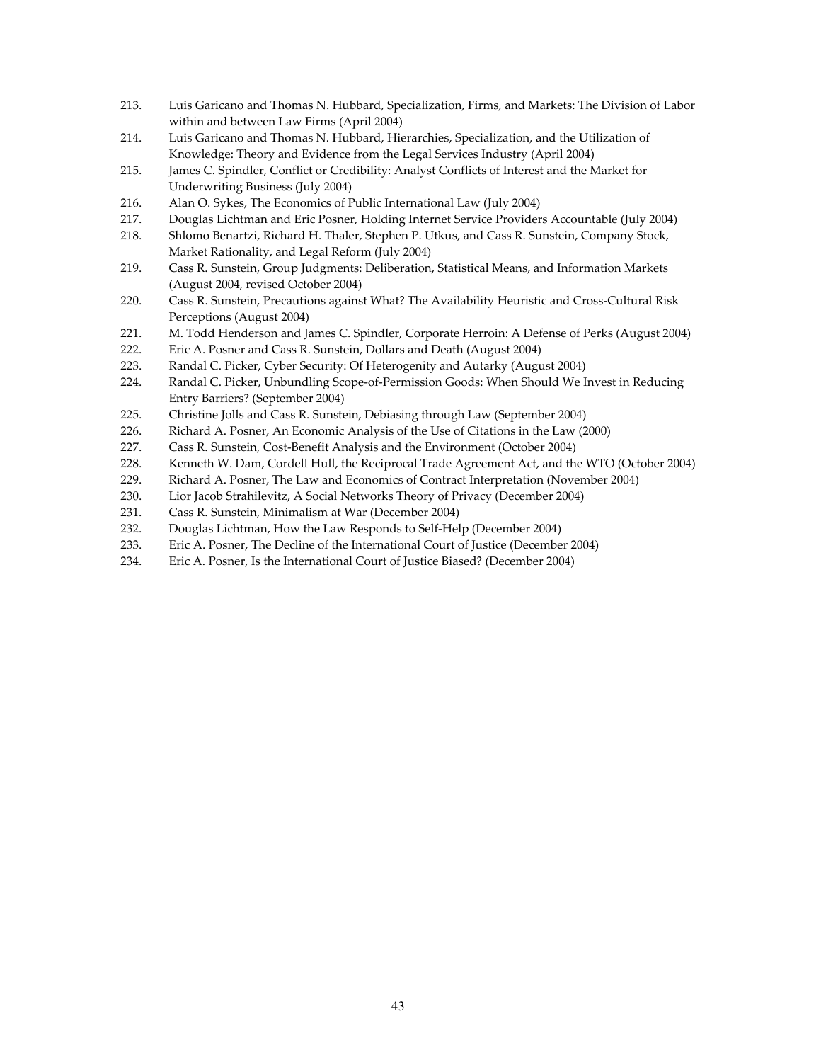213. Luis Garicano and Thomas N. Hubbard, Specialization, Firms, and Markets: The Division of Labor within and between Law Firms (April 2004)
214. Luis Garicano and Thomas N. Hubbard, Hierarchies, Specialization, and the Utilization of Knowledge: Theory and Evidence from the Legal Services Industry (April 2004)
215. James C. Spindler, Conflict or Credibility: Analyst Conflicts of Interest and the Market for Underwriting Business (July 2004)
216. Alan O. Sykes, The Economics of Public International Law (July 2004)
217. Douglas Lichtman and Eric Posner, Holding Internet Service Providers Accountable (July 2004)
218. Shlomo Benartzi, Richard H. Thaler, Stephen P. Utkus, and Cass R. Sunstein, Company Stock, Market Rationality, and Legal Reform (July 2004)
219. Cass R. Sunstein, Group Judgments: Deliberation, Statistical Means, and Information Markets (August 2004, revised October 2004)
220. Cass R. Sunstein, Precautions against What? The Availability Heuristic and Cross-Cultural Risk Perceptions (August 2004)
221. M. Todd Henderson and James C. Spindler, Corporate Herroin: A Defense of Perks (August 2004)
222. Eric A. Posner and Cass R. Sunstein, Dollars and Death (August 2004)
223. Randal C. Picker, Cyber Security: Of Heterogenity and Autarky (August 2004)
224. Randal C. Picker, Unbundling Scope-of-Permission Goods: When Should We Invest in Reducing Entry Barriers? (September 2004)
225. Christine Jolls and Cass R. Sunstein, Debiasing through Law (September 2004)
226. Richard A. Posner, An Economic Analysis of the Use of Citations in the Law (2000)
227. Cass R. Sunstein, Cost-Benefit Analysis and the Environment (October 2004)
228. Kenneth W. Dam, Cordell Hull, the Reciprocal Trade Agreement Act, and the WTO (October 2004)
229. Richard A. Posner, The Law and Economics of Contract Interpretation (November 2004)
230. Lior Jacob Strahilevitz, A Social Networks Theory of Privacy (December 2004)
231. Cass R. Sunstein, Minimalism at War (December 2004)
232. Douglas Lichtman, How the Law Responds to Self-Help (December 2004)
233. Eric A. Posner, The Decline of the International Court of Justice (December 2004)
234. Eric A. Posner, Is the International Court of Justice Biased? (December 2004)